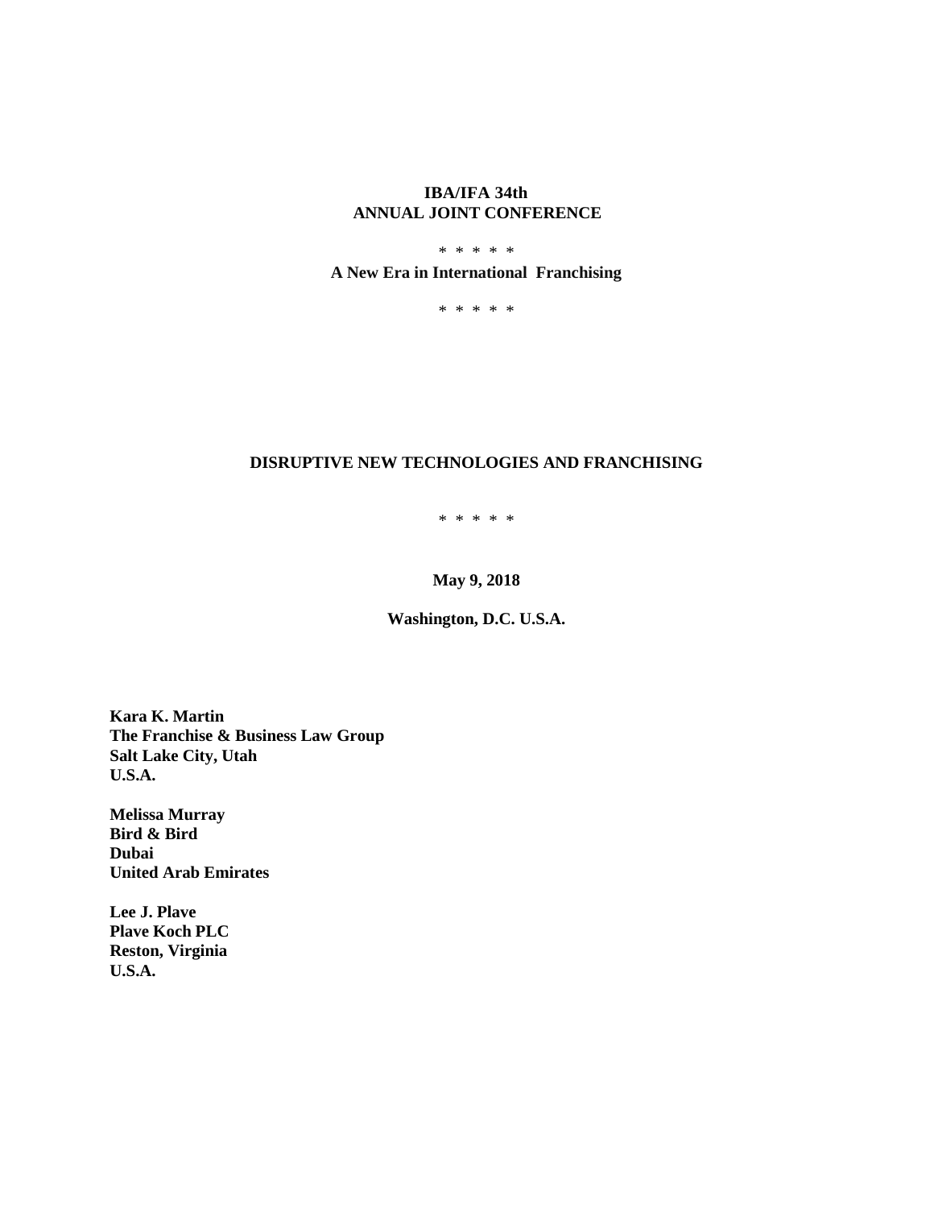**IBA/IFA 34th**
**ANNUAL JOINT CONFERENCE**

* * * * *

**A New Era in International Franchising**

* * * * *

# DISRUPTIVE NEW TECHNOLOGIES AND FRANCHISING

* * * * *

**May 9, 2018**

**Washington, D.C. U.S.A.**

**Kara K. Martin**
**The Franchise & Business Law Group**
**Salt Lake City, Utah**
**U.S.A.**

**Melissa Murray**
**Bird & Bird**
**Dubai**
**United Arab Emirates**

**Lee J. Plave**
**Plave Koch PLC**
**Reston, Virginia**
**U.S.A.**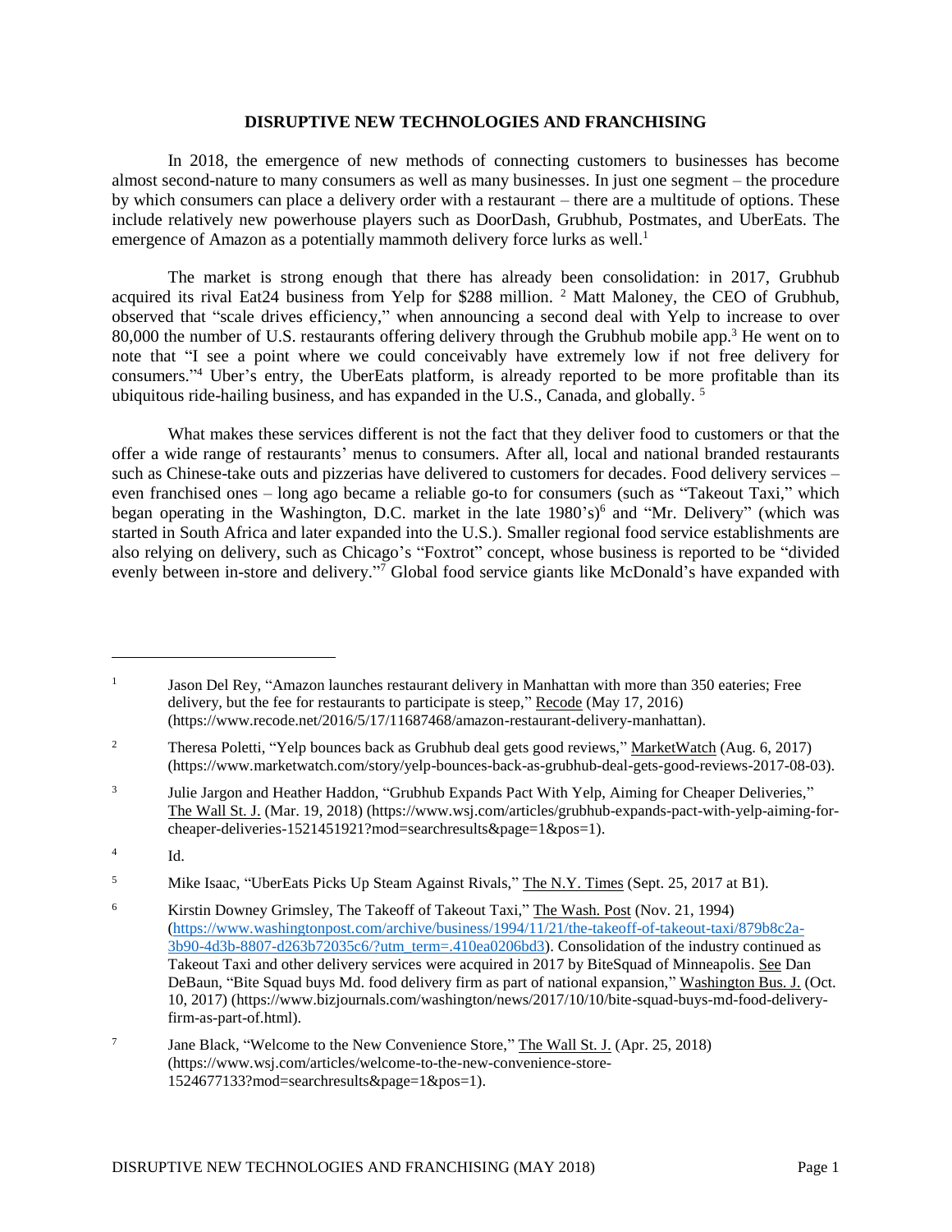**DISRUPTIVE NEW TECHNOLOGIES AND FRANCHISING**

In 2018, the emergence of new methods of connecting customers to businesses has become almost second-nature to many consumers as well as many businesses. In just one segment – the procedure by which consumers can place a delivery order with a restaurant – there are a multitude of options. These include relatively new powerhouse players such as DoorDash, Grubhub, Postmates, and UberEats. The emergence of Amazon as a potentially mammoth delivery force lurks as well.[1]

The market is strong enough that there has already been consolidation: in 2017, Grubhub acquired its rival Eat24 business from Yelp for $288 million. [2] Matt Maloney, the CEO of Grubhub, observed that "scale drives efficiency," when announcing a second deal with Yelp to increase to over 80,000 the number of U.S. restaurants offering delivery through the Grubhub mobile app.[3] He went on to note that "I see a point where we could conceivably have extremely low if not free delivery for consumers."[4] Uber's entry, the UberEats platform, is already reported to be more profitable than its ubiquitous ride-hailing business, and has expanded in the U.S., Canada, and globally. [5]

What makes these services different is not the fact that they deliver food to customers or that the offer a wide range of restaurants' menus to consumers. After all, local and national branded restaurants such as Chinese-take outs and pizzerias have delivered to customers for decades. Food delivery services – even franchised ones – long ago became a reliable go-to for consumers (such as "Takeout Taxi," which began operating in the Washington, D.C. market in the late 1980's)[6] and "Mr. Delivery" (which was started in South Africa and later expanded into the U.S.). Smaller regional food service establishments are also relying on delivery, such as Chicago's "Foxtrot" concept, whose business is reported to be "divided evenly between in-store and delivery."[7] Global food service giants like McDonald's have expanded with

---

[1] Jason Del Rey, "Amazon launches restaurant delivery in Manhattan with more than 350 eateries; Free delivery, but the fee for restaurants to participate is steep," Recode (May 17, 2016) (https://www.recode.net/2016/5/17/11687468/amazon-restaurant-delivery-manhattan).

[2] Theresa Poletti, "Yelp bounces back as Grubhub deal gets good reviews," MarketWatch (Aug. 6, 2017) (https://www.marketwatch.com/story/yelp-bounces-back-as-grubhub-deal-gets-good-reviews-2017-08-03).

[3] Julie Jargon and Heather Haddon, "Grubhub Expands Pact With Yelp, Aiming for Cheaper Deliveries," The Wall St. J. (Mar. 19, 2018) (https://www.wsj.com/articles/grubhub-expands-pact-with-yelp-aiming-for-cheaper-deliveries-1521451921?mod=searchresults&page=1&pos=1).

[4] Id.

[5] Mike Isaac, "UberEats Picks Up Steam Against Rivals," The N.Y. Times (Sept. 25, 2017 at B1).

[6] Kirstin Downey Grimsley, The Takeoff of Takeout Taxi," The Wash. Post (Nov. 21, 1994) (https://www.washingtonpost.com/archive/business/1994/11/21/the-takeoff-of-takeout-taxi/879b8c2a-3b90-4d3b-8807-d263b72035c6/?utm_term=.410ea0206bd3). Consolidation of the industry continued as Takeout Taxi and other delivery services were acquired in 2017 by BiteSquad of Minneapolis. See Dan DeBaun, "Bite Squad buys Md. food delivery firm as part of national expansion," Washington Bus. J. (Oct. 10, 2017) (https://www.bizjournals.com/washington/news/2017/10/10/bite-squad-buys-md-food-delivery-firm-as-part-of.html).

[7] Jane Black, "Welcome to the New Convenience Store," The Wall St. J. (Apr. 25, 2018) (https://www.wsj.com/articles/welcome-to-the-new-convenience-store-1524677133?mod=searchresults&page=1&pos=1).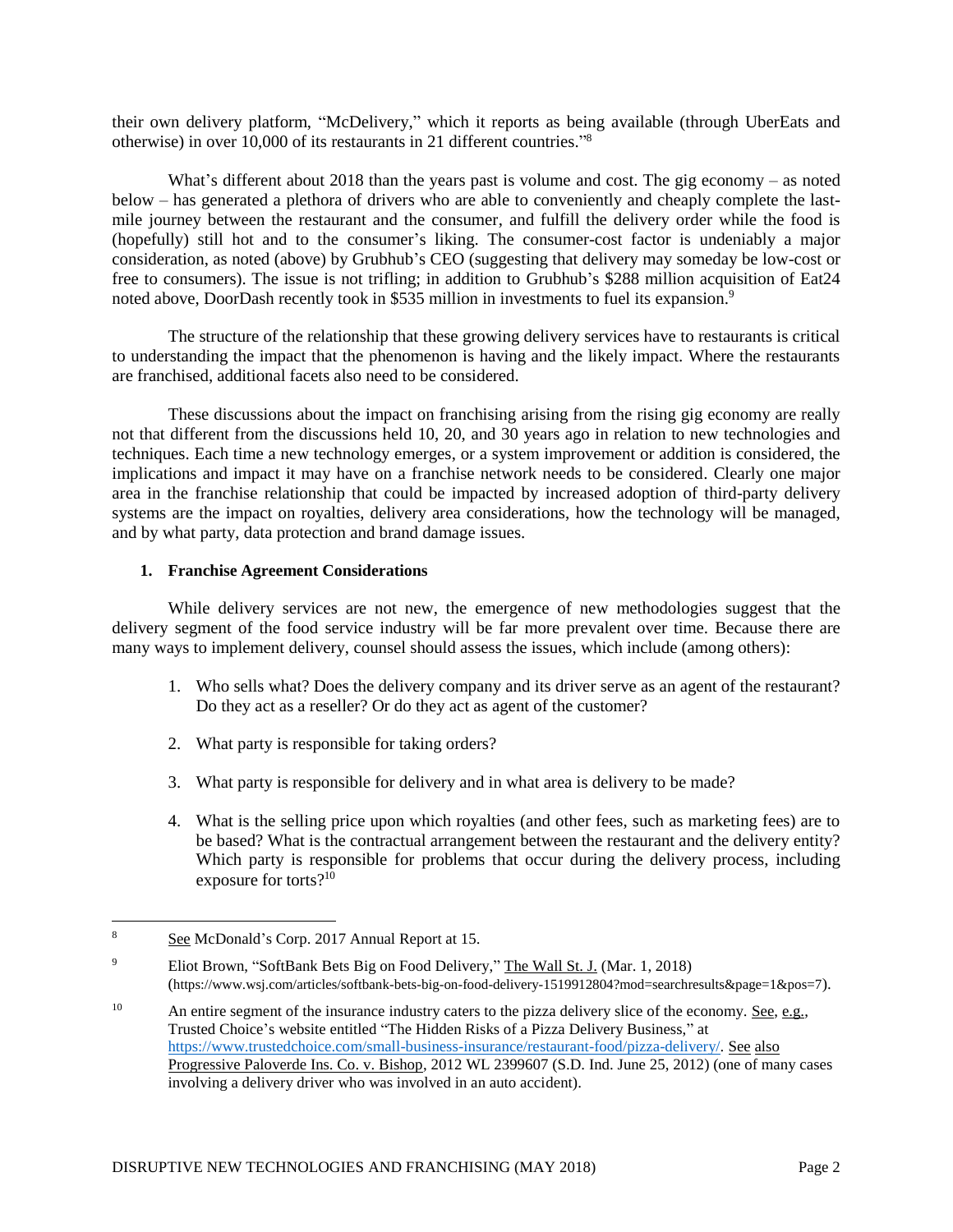their own delivery platform, "McDelivery," which it reports as being available (through UberEats and otherwise) in over 10,000 of its restaurants in 21 different countries."[8]

What's different about 2018 than the years past is volume and cost. The gig economy – as noted below – has generated a plethora of drivers who are able to conveniently and cheaply complete the last-mile journey between the restaurant and the consumer, and fulfill the delivery order while the food is (hopefully) still hot and to the consumer's liking. The consumer-cost factor is undeniably a major consideration, as noted (above) by Grubhub's CEO (suggesting that delivery may someday be low-cost or free to consumers). The issue is not trifling; in addition to Grubhub's $288 million acquisition of Eat24 noted above, DoorDash recently took in $535 million in investments to fuel its expansion.[9]

The structure of the relationship that these growing delivery services have to restaurants is critical to understanding the impact that the phenomenon is having and the likely impact. Where the restaurants are franchised, additional facets also need to be considered.

These discussions about the impact on franchising arising from the rising gig economy are really not that different from the discussions held 10, 20, and 30 years ago in relation to new technologies and techniques. Each time a new technology emerges, or a system improvement or addition is considered, the implications and impact it may have on a franchise network needs to be considered. Clearly one major area in the franchise relationship that could be impacted by increased adoption of third-party delivery systems are the impact on royalties, delivery area considerations, how the technology will be managed, and by what party, data protection and brand damage issues.

**1. Franchise Agreement Considerations**

While delivery services are not new, the emergence of new methodologies suggest that the delivery segment of the food service industry will be far more prevalent over time. Because there are many ways to implement delivery, counsel should assess the issues, which include (among others):

1. Who sells what? Does the delivery company and its driver serve as an agent of the restaurant? Do they act as a reseller? Or do they act as agent of the customer?

2. What party is responsible for taking orders?

3. What party is responsible for delivery and in what area is delivery to be made?

4. What is the selling price upon which royalties (and other fees, such as marketing fees) are to be based? What is the contractual arrangement between the restaurant and the delivery entity? Which party is responsible for problems that occur during the delivery process, including exposure for torts?[10]

---

[8] See McDonald's Corp. 2017 Annual Report at 15.

[9] Eliot Brown, "SoftBank Bets Big on Food Delivery," The Wall St. J. (Mar. 1, 2018) (https://www.wsj.com/articles/softbank-bets-big-on-food-delivery-1519912804?mod=searchresults&page=1&pos=7).

[10] An entire segment of the insurance industry caters to the pizza delivery slice of the economy. See, e.g., Trusted Choice's website entitled "The Hidden Risks of a Pizza Delivery Business," at https://www.trustedchoice.com/small-business-insurance/restaurant-food/pizza-delivery/. See also Progressive Paloverde Ins. Co. v. Bishop, 2012 WL 2399607 (S.D. Ind. June 25, 2012) (one of many cases involving a delivery driver who was involved in an auto accident).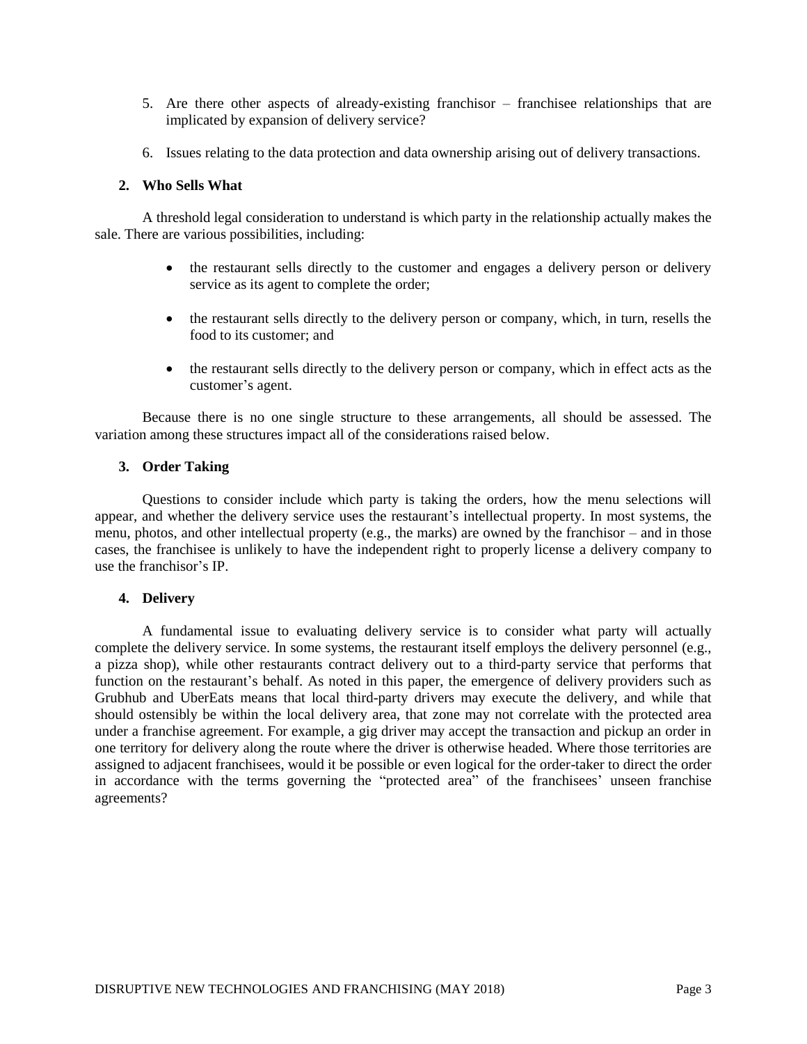5. Are there other aspects of already-existing franchisor – franchisee relationships that are implicated by expansion of delivery service?

6. Issues relating to the data protection and data ownership arising out of delivery transactions.

## 2. Who Sells What

A threshold legal consideration to understand is which party in the relationship actually makes the sale. There are various possibilities, including:

- the restaurant sells directly to the customer and engages a delivery person or delivery service as its agent to complete the order;
- the restaurant sells directly to the delivery person or company, which, in turn, resells the food to its customer; and
- the restaurant sells directly to the delivery person or company, which in effect acts as the customer's agent.

Because there is no one single structure to these arrangements, all should be assessed. The variation among these structures impact all of the considerations raised below.

## 3. Order Taking

Questions to consider include which party is taking the orders, how the menu selections will appear, and whether the delivery service uses the restaurant's intellectual property. In most systems, the menu, photos, and other intellectual property (e.g., the marks) are owned by the franchisor – and in those cases, the franchisee is unlikely to have the independent right to properly license a delivery company to use the franchisor's IP.

## 4. Delivery

A fundamental issue to evaluating delivery service is to consider what party will actually complete the delivery service. In some systems, the restaurant itself employs the delivery personnel (e.g., a pizza shop), while other restaurants contract delivery out to a third-party service that performs that function on the restaurant's behalf. As noted in this paper, the emergence of delivery providers such as Grubhub and UberEats means that local third-party drivers may execute the delivery, and while that should ostensibly be within the local delivery area, that zone may not correlate with the protected area under a franchise agreement. For example, a gig driver may accept the transaction and pickup an order in one territory for delivery along the route where the driver is otherwise headed. Where those territories are assigned to adjacent franchisees, would it be possible or even logical for the order-taker to direct the order in accordance with the terms governing the "protected area" of the franchisees' unseen franchise agreements?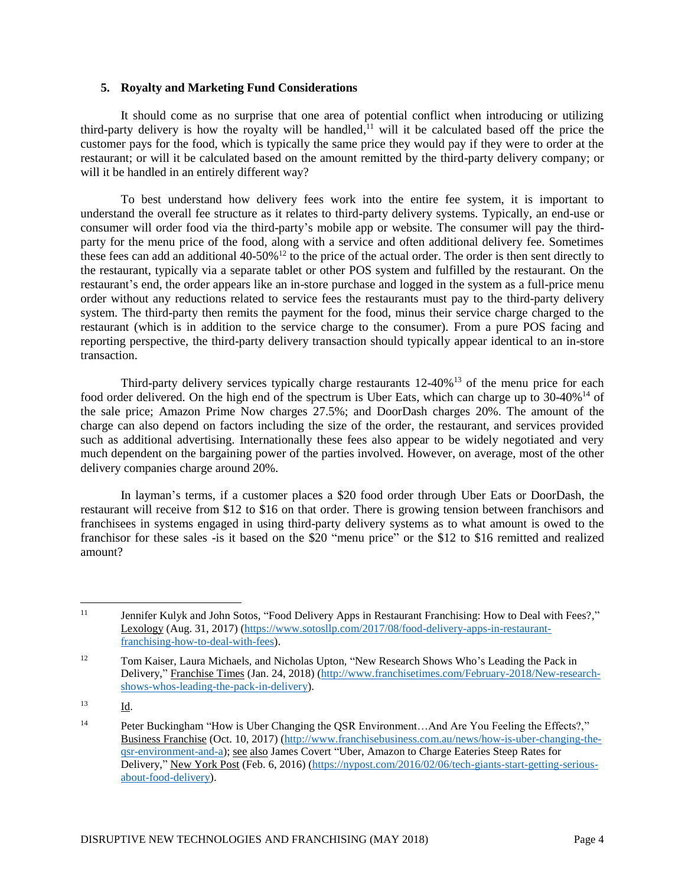### 5. Royalty and Marketing Fund Considerations

It should come as no surprise that one area of potential conflict when introducing or utilizing third-party delivery is how the royalty will be handled,[11] will it be calculated based off the price the customer pays for the food, which is typically the same price they would pay if they were to order at the restaurant; or will it be calculated based on the amount remitted by the third-party delivery company; or will it be handled in an entirely different way?

To best understand how delivery fees work into the entire fee system, it is important to understand the overall fee structure as it relates to third-party delivery systems. Typically, an end-use or consumer will order food via the third-party's mobile app or website. The consumer will pay the third-party for the menu price of the food, along with a service and often additional delivery fee. Sometimes these fees can add an additional 40-50%[12] to the price of the actual order. The order is then sent directly to the restaurant, typically via a separate tablet or other POS system and fulfilled by the restaurant. On the restaurant's end, the order appears like an in-store purchase and logged in the system as a full-price menu order without any reductions related to service fees the restaurants must pay to the third-party delivery system. The third-party then remits the payment for the food, minus their service charge charged to the restaurant (which is in addition to the service charge to the consumer). From a pure POS facing and reporting perspective, the third-party delivery transaction should typically appear identical to an in-store transaction.

Third-party delivery services typically charge restaurants 12-40%[13] of the menu price for each food order delivered. On the high end of the spectrum is Uber Eats, which can charge up to 30-40%[14] of the sale price; Amazon Prime Now charges 27.5%; and DoorDash charges 20%. The amount of the charge can also depend on factors including the size of the order, the restaurant, and services provided such as additional advertising. Internationally these fees also appear to be widely negotiated and very much dependent on the bargaining power of the parties involved. However, on average, most of the other delivery companies charge around 20%.

In layman's terms, if a customer places a $20 food order through Uber Eats or DoorDash, the restaurant will receive from $12 to $16 on that order. There is growing tension between franchisors and franchisees in systems engaged in using third-party delivery systems as to what amount is owed to the franchisor for these sales -is it based on the $20 "menu price" or the $12 to $16 remitted and realized amount?

---

[11] Jennifer Kulyk and John Sotos, "Food Delivery Apps in Restaurant Franchising: How to Deal with Fees?," Lexology (Aug. 31, 2017) (https://www.sotosllp.com/2017/08/food-delivery-apps-in-restaurant-franchising-how-to-deal-with-fees).

[12] Tom Kaiser, Laura Michaels, and Nicholas Upton, "New Research Shows Who's Leading the Pack in Delivery," Franchise Times (Jan. 24, 2018) (http://www.franchisetimes.com/February-2018/New-research-shows-whos-leading-the-pack-in-delivery).

[13] Id.

[14] Peter Buckingham "How is Uber Changing the QSR Environment…And Are You Feeling the Effects?," Business Franchise (Oct. 10, 2017) (http://www.franchisebusiness.com.au/news/how-is-uber-changing-the-qsr-environment-and-a); see also James Covert "Uber, Amazon to Charge Eateries Steep Rates for Delivery," New York Post (Feb. 6, 2016) (https://nypost.com/2016/02/06/tech-giants-start-getting-serious-about-food-delivery).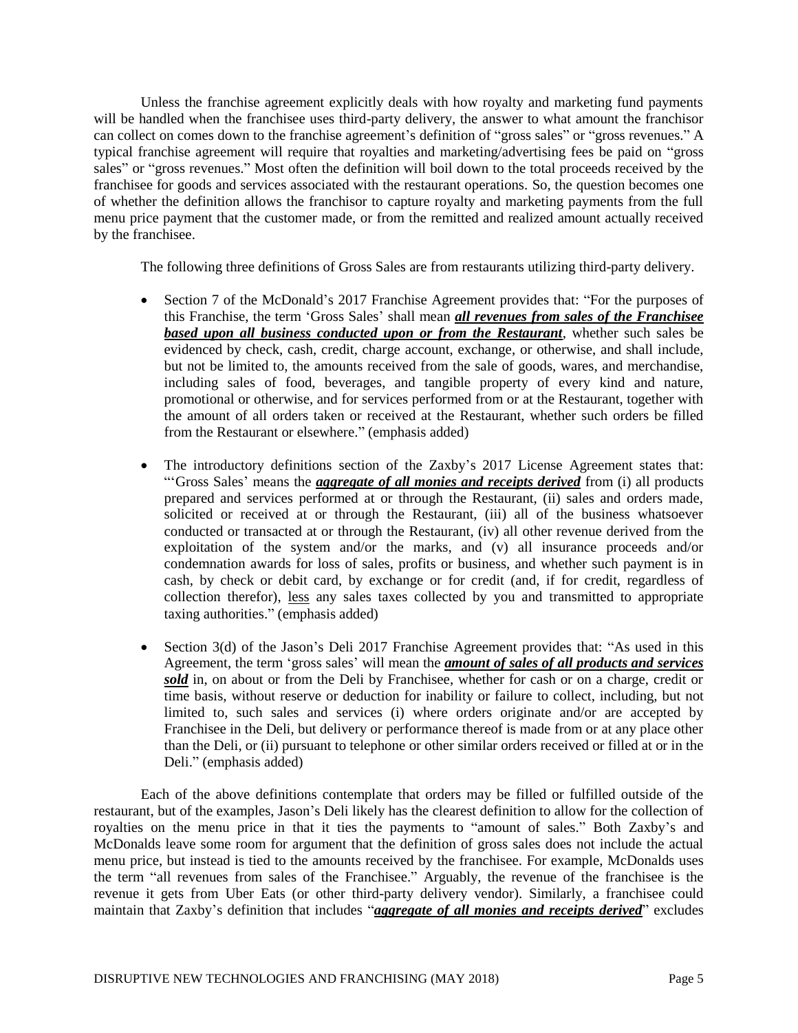Unless the franchise agreement explicitly deals with how royalty and marketing fund payments will be handled when the franchisee uses third-party delivery, the answer to what amount the franchisor can collect on comes down to the franchise agreement's definition of "gross sales" or "gross revenues." A typical franchise agreement will require that royalties and marketing/advertising fees be paid on "gross sales" or "gross revenues." Most often the definition will boil down to the total proceeds received by the franchisee for goods and services associated with the restaurant operations. So, the question becomes one of whether the definition allows the franchisor to capture royalty and marketing payments from the full menu price payment that the customer made, or from the remitted and realized amount actually received by the franchisee.

The following three definitions of Gross Sales are from restaurants utilizing third-party delivery.

- Section 7 of the McDonald's 2017 Franchise Agreement provides that: "For the purposes of this Franchise, the term 'Gross Sales' shall mean <u>***all revenues from sales of the Franchisee based upon all business conducted upon or from the Restaurant***</u>, whether such sales be evidenced by check, cash, credit, charge account, exchange, or otherwise, and shall include, but not be limited to, the amounts received from the sale of goods, wares, and merchandise, including sales of food, beverages, and tangible property of every kind and nature, promotional or otherwise, and for services performed from or at the Restaurant, together with the amount of all orders taken or received at the Restaurant, whether such orders be filled from the Restaurant or elsewhere." (emphasis added)
- The introductory definitions section of the Zaxby's 2017 License Agreement states that: "'Gross Sales' means the <u>***aggregate of all monies and receipts derived***</u> from (i) all products prepared and services performed at or through the Restaurant, (ii) sales and orders made, solicited or received at or through the Restaurant, (iii) all of the business whatsoever conducted or transacted at or through the Restaurant, (iv) all other revenue derived from the exploitation of the system and/or the marks, and (v) all insurance proceeds and/or condemnation awards for loss of sales, profits or business, and whether such payment is in cash, by check or debit card, by exchange or for credit (and, if for credit, regardless of collection therefor), <u>less</u> any sales taxes collected by you and transmitted to appropriate taxing authorities." (emphasis added)
- Section 3(d) of the Jason's Deli 2017 Franchise Agreement provides that: "As used in this Agreement, the term 'gross sales' will mean the <u>***amount of sales of all products and services sold***</u> in, on about or from the Deli by Franchisee, whether for cash or on a charge, credit or time basis, without reserve or deduction for inability or failure to collect, including, but not limited to, such sales and services (i) where orders originate and/or are accepted by Franchisee in the Deli, but delivery or performance thereof is made from or at any place other than the Deli, or (ii) pursuant to telephone or other similar orders received or filled at or in the Deli." (emphasis added)

Each of the above definitions contemplate that orders may be filled or fulfilled outside of the restaurant, but of the examples, Jason's Deli likely has the clearest definition to allow for the collection of royalties on the menu price in that it ties the payments to "amount of sales." Both Zaxby's and McDonalds leave some room for argument that the definition of gross sales does not include the actual menu price, but instead is tied to the amounts received by the franchisee. For example, McDonalds uses the term "all revenues from sales of the Franchisee." Arguably, the revenue of the franchisee is the revenue it gets from Uber Eats (or other third-party delivery vendor). Similarly, a franchisee could maintain that Zaxby's definition that includes "<u>***aggregate of all monies and receipts derived***</u>" excludes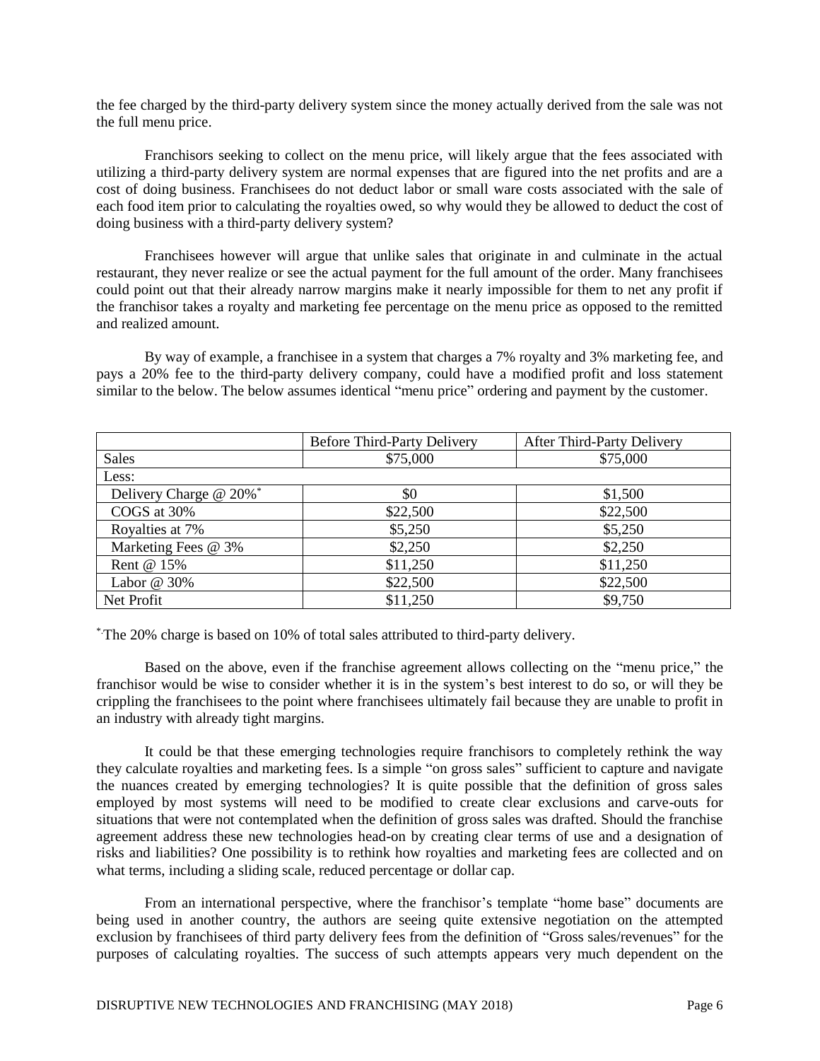the fee charged by the third-party delivery system since the money actually derived from the sale was not the full menu price.

Franchisors seeking to collect on the menu price, will likely argue that the fees associated with utilizing a third-party delivery system are normal expenses that are figured into the net profits and are a cost of doing business. Franchisees do not deduct labor or small ware costs associated with the sale of each food item prior to calculating the royalties owed, so why would they be allowed to deduct the cost of doing business with a third-party delivery system?

Franchisees however will argue that unlike sales that originate in and culminate in the actual restaurant, they never realize or see the actual payment for the full amount of the order. Many franchisees could point out that their already narrow margins make it nearly impossible for them to net any profit if the franchisor takes a royalty and marketing fee percentage on the menu price as opposed to the remitted and realized amount.

By way of example, a franchisee in a system that charges a 7% royalty and 3% marketing fee, and pays a 20% fee to the third-party delivery company, could have a modified profit and loss statement similar to the below. The below assumes identical "menu price" ordering and payment by the customer.

| | Before Third-Party Delivery | After Third-Party Delivery |
|---|---|---|
| Sales | $75,000 | $75,000 |
| Less: | | |
| Delivery Charge @ 20%* | $0 | $1,500 |
| COGS at 30% | $22,500 | $22,500 |
| Royalties at 7% | $5,250 | $5,250 |
| Marketing Fees @ 3% | $2,250 | $2,250 |
| Rent @ 15% | $11,250 | $11,250 |
| Labor @ 30% | $22,500 | $22,500 |
| Net Profit | $11,250 | $9,750 |

*.The 20% charge is based on 10% of total sales attributed to third-party delivery.

Based on the above, even if the franchise agreement allows collecting on the "menu price," the franchisor would be wise to consider whether it is in the system's best interest to do so, or will they be crippling the franchisees to the point where franchisees ultimately fail because they are unable to profit in an industry with already tight margins.

It could be that these emerging technologies require franchisors to completely rethink the way they calculate royalties and marketing fees. Is a simple "on gross sales" sufficient to capture and navigate the nuances created by emerging technologies? It is quite possible that the definition of gross sales employed by most systems will need to be modified to create clear exclusions and carve-outs for situations that were not contemplated when the definition of gross sales was drafted. Should the franchise agreement address these new technologies head-on by creating clear terms of use and a designation of risks and liabilities? One possibility is to rethink how royalties and marketing fees are collected and on what terms, including a sliding scale, reduced percentage or dollar cap.

From an international perspective, where the franchisor's template "home base" documents are being used in another country, the authors are seeing quite extensive negotiation on the attempted exclusion by franchisees of third party delivery fees from the definition of "Gross sales/revenues" for the purposes of calculating royalties. The success of such attempts appears very much dependent on the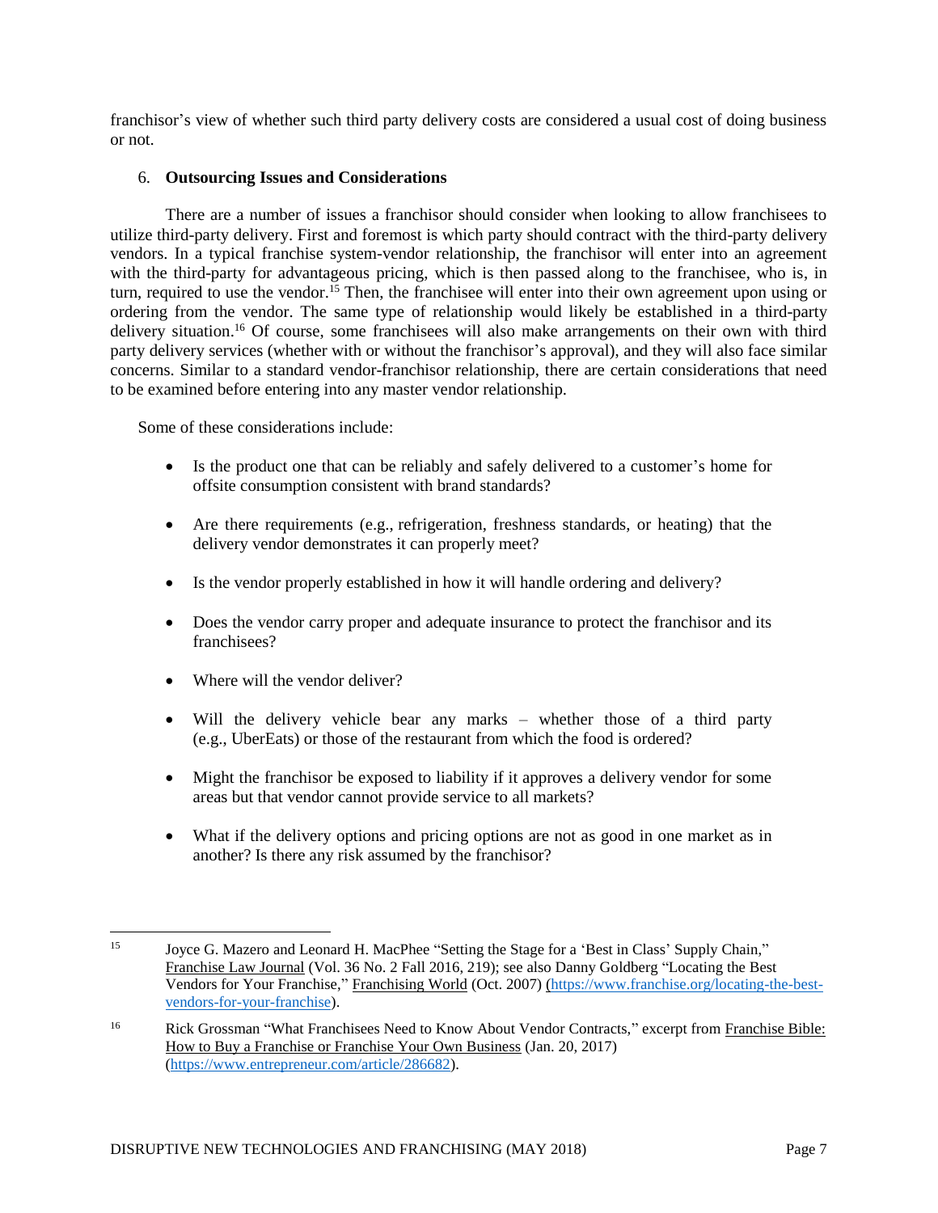franchisor's view of whether such third party delivery costs are considered a usual cost of doing business or not.

## 6. **Outsourcing Issues and Considerations**

There are a number of issues a franchisor should consider when looking to allow franchisees to utilize third-party delivery. First and foremost is which party should contract with the third-party delivery vendors. In a typical franchise system-vendor relationship, the franchisor will enter into an agreement with the third-party for advantageous pricing, which is then passed along to the franchisee, who is, in turn, required to use the vendor.[15] Then, the franchisee will enter into their own agreement upon using or ordering from the vendor. The same type of relationship would likely be established in a third-party delivery situation.[16] Of course, some franchisees will also make arrangements on their own with third party delivery services (whether with or without the franchisor's approval), and they will also face similar concerns. Similar to a standard vendor-franchisor relationship, there are certain considerations that need to be examined before entering into any master vendor relationship.

Some of these considerations include:

- Is the product one that can be reliably and safely delivered to a customer's home for offsite consumption consistent with brand standards?
- Are there requirements (e.g., refrigeration, freshness standards, or heating) that the delivery vendor demonstrates it can properly meet?
- Is the vendor properly established in how it will handle ordering and delivery?
- Does the vendor carry proper and adequate insurance to protect the franchisor and its franchisees?
- Where will the vendor deliver?
- Will the delivery vehicle bear any marks – whether those of a third party (e.g., UberEats) or those of the restaurant from which the food is ordered?
- Might the franchisor be exposed to liability if it approves a delivery vendor for some areas but that vendor cannot provide service to all markets?
- What if the delivery options and pricing options are not as good in one market as in another? Is there any risk assumed by the franchisor?

---

[15] Joyce G. Mazero and Leonard H. MacPhee "Setting the Stage for a 'Best in Class' Supply Chain," Franchise Law Journal (Vol. 36 No. 2 Fall 2016, 219); see also Danny Goldberg "Locating the Best Vendors for Your Franchise," Franchising World (Oct. 2007) (https://www.franchise.org/locating-the-best-vendors-for-your-franchise).

[16] Rick Grossman "What Franchisees Need to Know About Vendor Contracts," excerpt from Franchise Bible: How to Buy a Franchise or Franchise Your Own Business (Jan. 20, 2017) (https://www.entrepreneur.com/article/286682).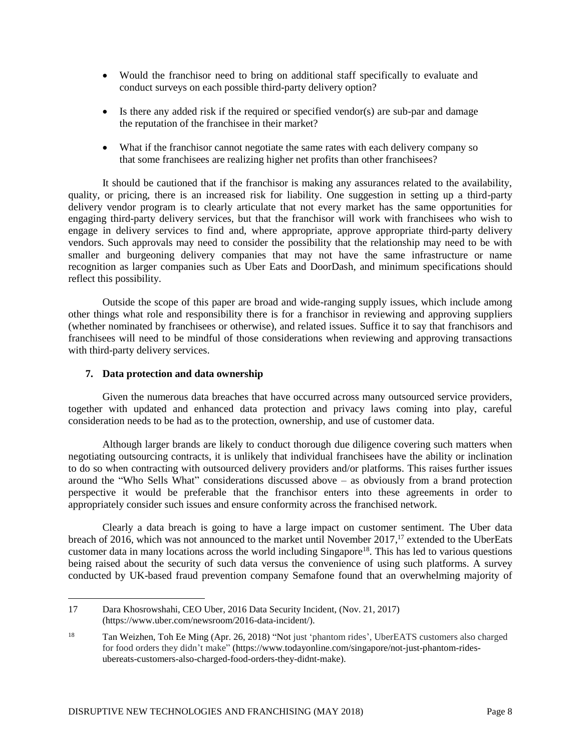- Would the franchisor need to bring on additional staff specifically to evaluate and conduct surveys on each possible third-party delivery option?

- Is there any added risk if the required or specified vendor(s) are sub-par and damage the reputation of the franchisee in their market?

- What if the franchisor cannot negotiate the same rates with each delivery company so that some franchisees are realizing higher net profits than other franchisees?

It should be cautioned that if the franchisor is making any assurances related to the availability, quality, or pricing, there is an increased risk for liability. One suggestion in setting up a third-party delivery vendor program is to clearly articulate that not every market has the same opportunities for engaging third-party delivery services, but that the franchisor will work with franchisees who wish to engage in delivery services to find and, where appropriate, approve appropriate third-party delivery vendors. Such approvals may need to consider the possibility that the relationship may need to be with smaller and burgeoning delivery companies that may not have the same infrastructure or name recognition as larger companies such as Uber Eats and DoorDash, and minimum specifications should reflect this possibility.

Outside the scope of this paper are broad and wide-ranging supply issues, which include among other things what role and responsibility there is for a franchisor in reviewing and approving suppliers (whether nominated by franchisees or otherwise), and related issues. Suffice it to say that franchisors and franchisees will need to be mindful of those considerations when reviewing and approving transactions with third-party delivery services.

### 7. Data protection and data ownership

Given the numerous data breaches that have occurred across many outsourced service providers, together with updated and enhanced data protection and privacy laws coming into play, careful consideration needs to be had as to the protection, ownership, and use of customer data.

Although larger brands are likely to conduct thorough due diligence covering such matters when negotiating outsourcing contracts, it is unlikely that individual franchisees have the ability or inclination to do so when contracting with outsourced delivery providers and/or platforms. This raises further issues around the "Who Sells What" considerations discussed above – as obviously from a brand protection perspective it would be preferable that the franchisor enters into these agreements in order to appropriately consider such issues and ensure conformity across the franchised network.

Clearly a data breach is going to have a large impact on customer sentiment. The Uber data breach of 2016, which was not announced to the market until November 2017,[17] extended to the UberEats customer data in many locations across the world including Singapore[18]. This has led to various questions being raised about the security of such data versus the convenience of using such platforms. A survey conducted by UK-based fraud prevention company Semafone found that an overwhelming majority of

---

17 Dara Khosrowshahi, CEO Uber, 2016 Data Security Incident, (Nov. 21, 2017) (https://www.uber.com/newsroom/2016-data-incident/).

18 Tan Weizhen, Toh Ee Ming (Apr. 26, 2018) "Not just 'phantom rides', UberEATS customers also charged for food orders they didn't make" (https://www.todayonline.com/singapore/not-just-phantom-rides-ubereats-customers-also-charged-food-orders-they-didnt-make).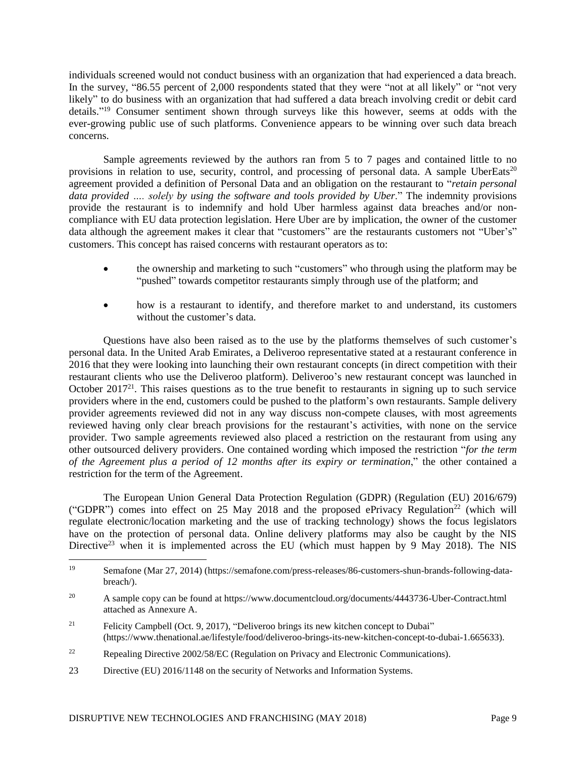individuals screened would not conduct business with an organization that had experienced a data breach. In the survey, "86.55 percent of 2,000 respondents stated that they were "not at all likely" or "not very likely" to do business with an organization that had suffered a data breach involving credit or debit card details."[19] Consumer sentiment shown through surveys like this however, seems at odds with the ever-growing public use of such platforms. Convenience appears to be winning over such data breach concerns.

Sample agreements reviewed by the authors ran from 5 to 7 pages and contained little to no provisions in relation to use, security, control, and processing of personal data. A sample UberEats[20] agreement provided a definition of Personal Data and an obligation on the restaurant to "*retain personal data provided …. solely by using the software and tools provided by Uber*." The indemnity provisions provide the restaurant is to indemnify and hold Uber harmless against data breaches and/or non-compliance with EU data protection legislation. Here Uber are by implication, the owner of the customer data although the agreement makes it clear that "customers" are the restaurants customers not "Uber's" customers. This concept has raised concerns with restaurant operators as to:

- the ownership and marketing to such "customers" who through using the platform may be "pushed" towards competitor restaurants simply through use of the platform; and
- how is a restaurant to identify, and therefore market to and understand, its customers without the customer's data.

Questions have also been raised as to the use by the platforms themselves of such customer's personal data. In the United Arab Emirates, a Deliveroo representative stated at a restaurant conference in 2016 that they were looking into launching their own restaurant concepts (in direct competition with their restaurant clients who use the Deliveroo platform). Deliveroo's new restaurant concept was launched in October 2017[21]. This raises questions as to the true benefit to restaurants in signing up to such service providers where in the end, customers could be pushed to the platform's own restaurants. Sample delivery provider agreements reviewed did not in any way discuss non-compete clauses, with most agreements reviewed having only clear breach provisions for the restaurant's activities, with none on the service provider. Two sample agreements reviewed also placed a restriction on the restaurant from using any other outsourced delivery providers. One contained wording which imposed the restriction "*for the term of the Agreement plus a period of 12 months after its expiry or termination*," the other contained a restriction for the term of the Agreement.

The European Union General Data Protection Regulation (GDPR) (Regulation (EU) 2016/679) ("GDPR") comes into effect on 25 May 2018 and the proposed ePrivacy Regulation[22] (which will regulate electronic/location marketing and the use of tracking technology) shows the focus legislators have on the protection of personal data. Online delivery platforms may also be caught by the NIS Directive[23] when it is implemented across the EU (which must happen by 9 May 2018). The NIS

---

[19] Semafone (Mar 27, 2014) (https://semafone.com/press-releases/86-customers-shun-brands-following-data-breach/).

[20] A sample copy can be found at https://www.documentcloud.org/documents/4443736-Uber-Contract.html attached as Annexure A.

[21] Felicity Campbell (Oct. 9, 2017), "Deliveroo brings its new kitchen concept to Dubai" (https://www.thenational.ae/lifestyle/food/deliveroo-brings-its-new-kitchen-concept-to-dubai-1.665633).

[22] Repealing Directive 2002/58/EC (Regulation on Privacy and Electronic Communications).

[23] Directive (EU) 2016/1148 on the security of Networks and Information Systems.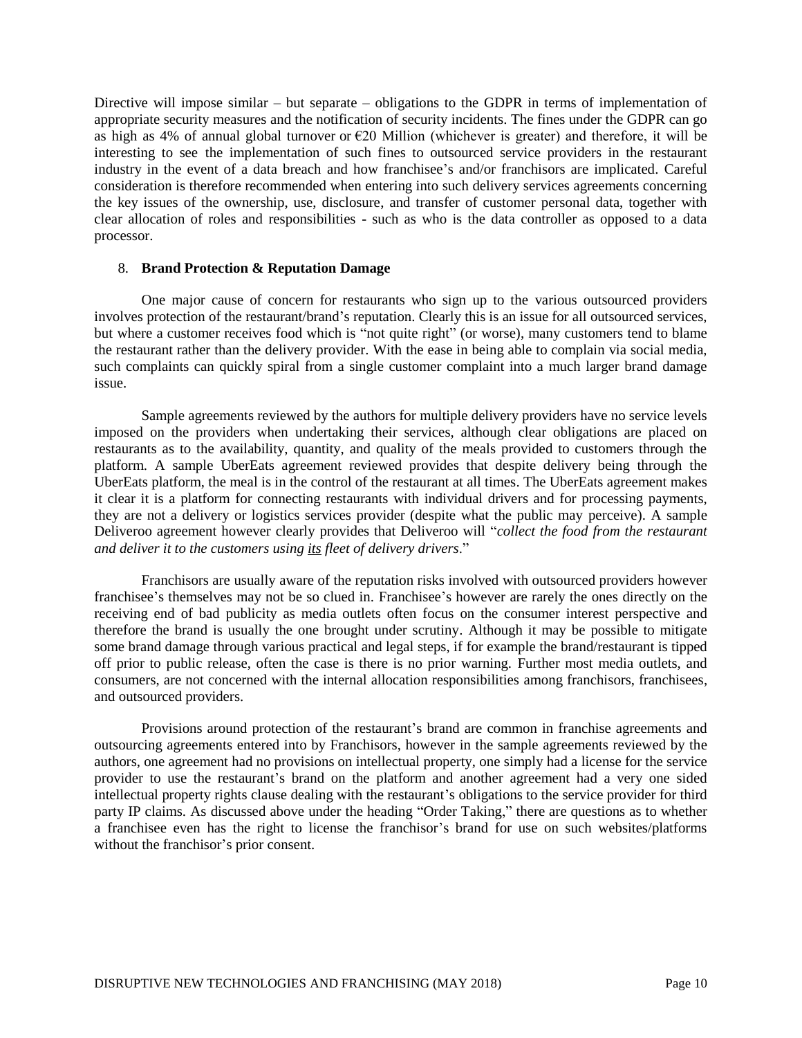Directive will impose similar – but separate – obligations to the GDPR in terms of implementation of appropriate security measures and the notification of security incidents. The fines under the GDPR can go as high as 4% of annual global turnover or €20 Million (whichever is greater) and therefore, it will be interesting to see the implementation of such fines to outsourced service providers in the restaurant industry in the event of a data breach and how franchisee's and/or franchisors are implicated. Careful consideration is therefore recommended when entering into such delivery services agreements concerning the key issues of the ownership, use, disclosure, and transfer of customer personal data, together with clear allocation of roles and responsibilities - such as who is the data controller as opposed to a data processor.

## 8. **Brand Protection & Reputation Damage**

One major cause of concern for restaurants who sign up to the various outsourced providers involves protection of the restaurant/brand's reputation. Clearly this is an issue for all outsourced services, but where a customer receives food which is "not quite right" (or worse), many customers tend to blame the restaurant rather than the delivery provider. With the ease in being able to complain via social media, such complaints can quickly spiral from a single customer complaint into a much larger brand damage issue.

Sample agreements reviewed by the authors for multiple delivery providers have no service levels imposed on the providers when undertaking their services, although clear obligations are placed on restaurants as to the availability, quantity, and quality of the meals provided to customers through the platform. A sample UberEats agreement reviewed provides that despite delivery being through the UberEats platform, the meal is in the control of the restaurant at all times. The UberEats agreement makes it clear it is a platform for connecting restaurants with individual drivers and for processing payments, they are not a delivery or logistics services provider (despite what the public may perceive). A sample Deliveroo agreement however clearly provides that Deliveroo will "*collect the food from the restaurant and deliver it to the customers using <u>its</u> fleet of delivery drivers*."

Franchisors are usually aware of the reputation risks involved with outsourced providers however franchisee's themselves may not be so clued in. Franchisee's however are rarely the ones directly on the receiving end of bad publicity as media outlets often focus on the consumer interest perspective and therefore the brand is usually the one brought under scrutiny. Although it may be possible to mitigate some brand damage through various practical and legal steps, if for example the brand/restaurant is tipped off prior to public release, often the case is there is no prior warning. Further most media outlets, and consumers, are not concerned with the internal allocation responsibilities among franchisors, franchisees, and outsourced providers.

Provisions around protection of the restaurant's brand are common in franchise agreements and outsourcing agreements entered into by Franchisors, however in the sample agreements reviewed by the authors, one agreement had no provisions on intellectual property, one simply had a license for the service provider to use the restaurant's brand on the platform and another agreement had a very one sided intellectual property rights clause dealing with the restaurant's obligations to the service provider for third party IP claims. As discussed above under the heading "Order Taking," there are questions as to whether a franchisee even has the right to license the franchisor's brand for use on such websites/platforms without the franchisor's prior consent.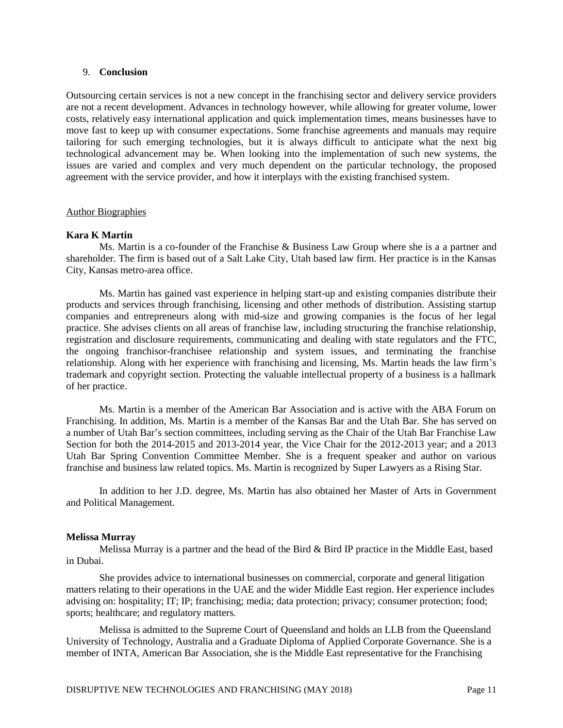## 9. Conclusion

Outsourcing certain services is not a new concept in the franchising sector and delivery service providers are not a recent development. Advances in technology however, while allowing for greater volume, lower costs, relatively easy international application and quick implementation times, means businesses have to move fast to keep up with consumer expectations. Some franchise agreements and manuals may require tailoring for such emerging technologies, but it is always difficult to anticipate what the next big technological advancement may be. When looking into the implementation of such new systems, the issues are varied and complex and very much dependent on the particular technology, the proposed agreement with the service provider, and how it interplays with the existing franchised system.

Author Biographies

**Kara K Martin**

Ms. Martin is a co-founder of the Franchise & Business Law Group where she is a a partner and shareholder. The firm is based out of a Salt Lake City, Utah based law firm. Her practice is in the Kansas City, Kansas metro-area office.

Ms. Martin has gained vast experience in helping start-up and existing companies distribute their products and services through franchising, licensing and other methods of distribution. Assisting startup companies and entrepreneurs along with mid-size and growing companies is the focus of her legal practice. She advises clients on all areas of franchise law, including structuring the franchise relationship, registration and disclosure requirements, communicating and dealing with state regulators and the FTC, the ongoing franchisor-franchisee relationship and system issues, and terminating the franchise relationship. Along with her experience with franchising and licensing, Ms. Martin heads the law firm's trademark and copyright section. Protecting the valuable intellectual property of a business is a hallmark of her practice.

Ms. Martin is a member of the American Bar Association and is active with the ABA Forum on Franchising. In addition, Ms. Martin is a member of the Kansas Bar and the Utah Bar. She has served on a number of Utah Bar's section committees, including serving as the Chair of the Utah Bar Franchise Law Section for both the 2014-2015 and 2013-2014 year, the Vice Chair for the 2012-2013 year; and a 2013 Utah Bar Spring Convention Committee Member. She is a frequent speaker and author on various franchise and business law related topics. Ms. Martin is recognized by Super Lawyers as a Rising Star.

In addition to her J.D. degree, Ms. Martin has also obtained her Master of Arts in Government and Political Management.

**Melissa Murray**

Melissa Murray is a partner and the head of the Bird & Bird IP practice in the Middle East, based in Dubai.

She provides advice to international businesses on commercial, corporate and general litigation matters relating to their operations in the UAE and the wider Middle East region. Her experience includes advising on: hospitality; IT; IP; franchising; media; data protection; privacy; consumer protection; food; sports; healthcare; and regulatory matters.

Melissa is admitted to the Supreme Court of Queensland and holds an LLB from the Queensland University of Technology, Australia and a Graduate Diploma of Applied Corporate Governance. She is a member of INTA, American Bar Association, she is the Middle East representative for the Franchising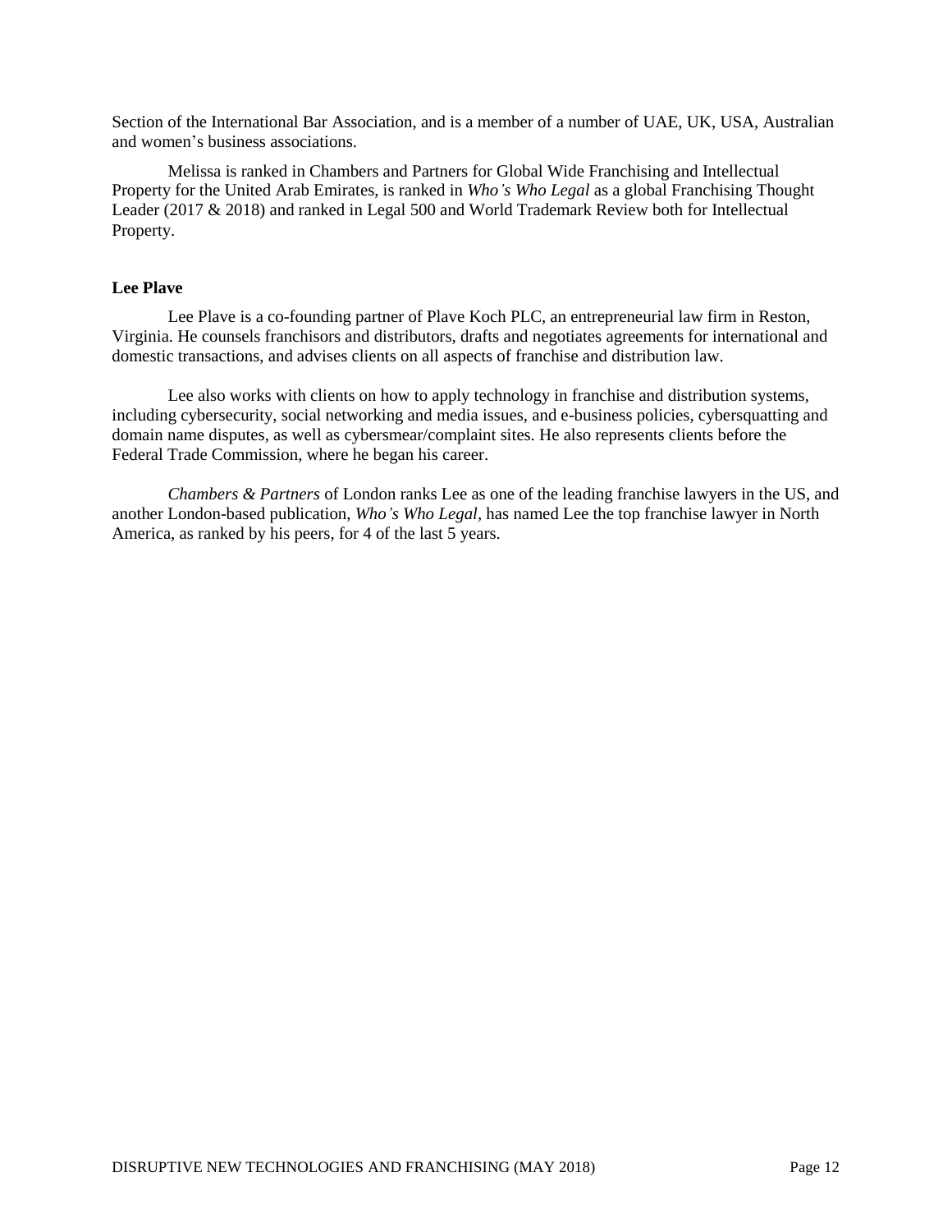Section of the International Bar Association, and is a member of a number of UAE, UK, USA, Australian and women's business associations.

Melissa is ranked in Chambers and Partners for Global Wide Franchising and Intellectual Property for the United Arab Emirates, is ranked in *Who's Who Legal* as a global Franchising Thought Leader (2017 & 2018) and ranked in Legal 500 and World Trademark Review both for Intellectual Property.

**Lee Plave**

Lee Plave is a co-founding partner of Plave Koch PLC, an entrepreneurial law firm in Reston, Virginia. He counsels franchisors and distributors, drafts and negotiates agreements for international and domestic transactions, and advises clients on all aspects of franchise and distribution law.

Lee also works with clients on how to apply technology in franchise and distribution systems, including cybersecurity, social networking and media issues, and e-business policies, cybersquatting and domain name disputes, as well as cybersmear/complaint sites. He also represents clients before the Federal Trade Commission, where he began his career.

*Chambers & Partners* of London ranks Lee as one of the leading franchise lawyers in the US, and another London-based publication, *Who's Who Legal*, has named Lee the top franchise lawyer in North America, as ranked by his peers, for 4 of the last 5 years.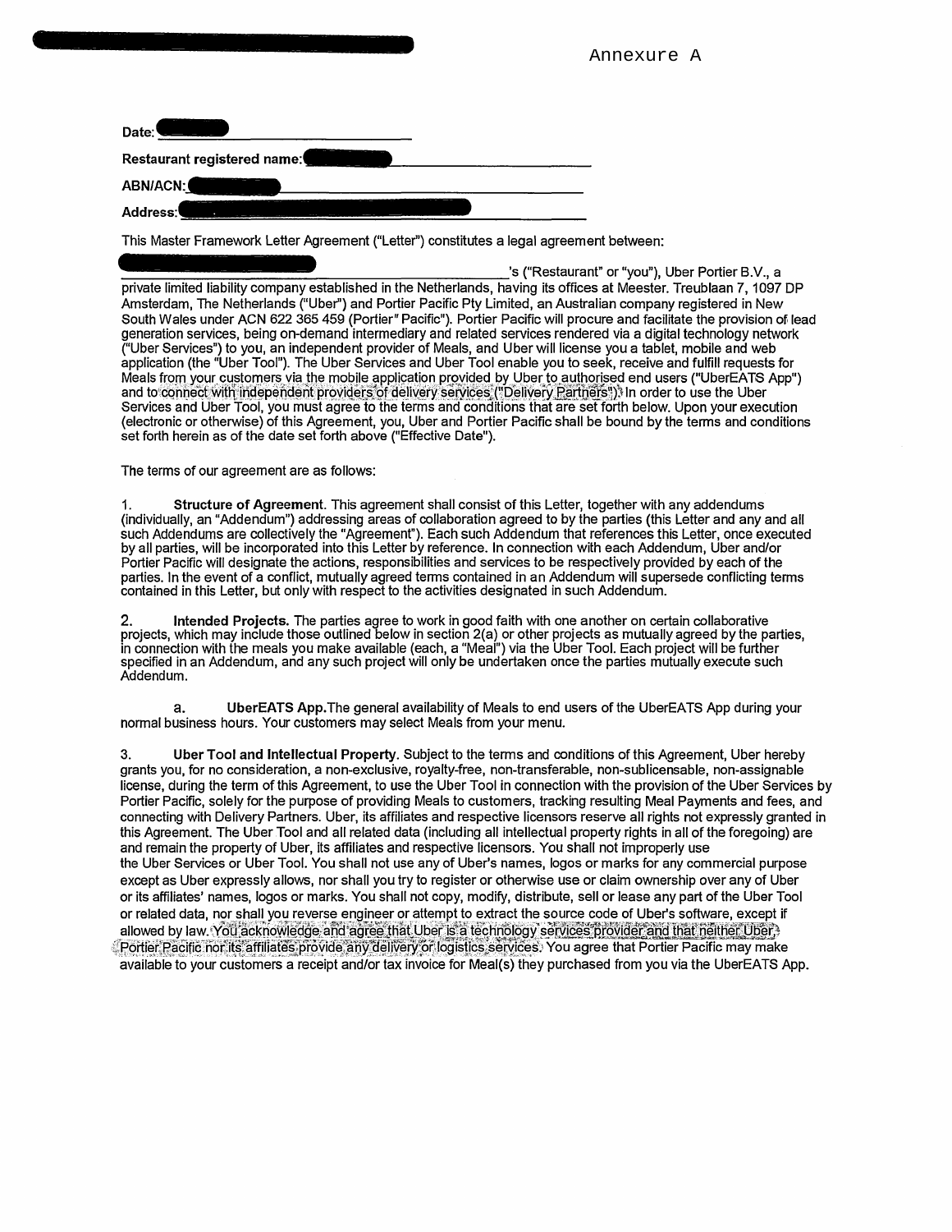Annexure A

Date: ________________

Restaurant registered name: ________________

ABN/ACN: ________________

Address: ________________

This Master Framework Letter Agreement ("Letter") constitutes a legal agreement between:

________________'s ("Restaurant" or "you"), Uber Portier B.V., a private limited liability company established in the Netherlands, having its offices at Meester. Treublaan 7, 1097 DP Amsterdam, The Netherlands ("Uber") and Portier Pacific Pty Limited, an Australian company registered in New South Wales under ACN 622 365 459 (Portier" Pacific"). Portier Pacific will procure and facilitate the provision of lead generation services, being on-demand intermediary and related services rendered via a digital technology network ("Uber Services") to you, an independent provider of Meals, and Uber will license you a tablet, mobile and web application (the "Uber Tool"). The Uber Services and Uber Tool enable you to seek, receive and fulfill requests for Meals from your customers via the mobile application provided by Uber to authorised end users ("UberEATS App") and to connect with independent providers of delivery services ("Delivery Partners"). In order to use the Uber Services and Uber Tool, you must agree to the terms and conditions that are set forth below. Upon your execution (electronic or otherwise) of this Agreement, you, Uber and Portier Pacific shall be bound by the terms and conditions set forth herein as of the date set forth above ("Effective Date").

The terms of our agreement are as follows:

1. **Structure of Agreement**. This agreement shall consist of this Letter, together with any addendums (individually, an "Addendum") addressing areas of collaboration agreed to by the parties (this Letter and any and all such Addendums are collectively the "Agreement"). Each such Addendum that references this Letter, once executed by all parties, will be incorporated into this Letter by reference. In connection with each Addendum, Uber and/or Portier Pacific will designate the actions, responsibilities and services to be respectively provided by each of the parties. In the event of a conflict, mutually agreed terms contained in an Addendum will supersede conflicting terms contained in this Letter, but only with respect to the activities designated in such Addendum.

2. **Intended Projects.** The parties agree to work in good faith with one another on certain collaborative projects, which may include those outlined below in section 2(a) or other projects as mutually agreed by the parties, in connection with the meals you make available (each, a "Meal") via the Uber Tool. Each project will be further specified in an Addendum, and any such project will only be undertaken once the parties mutually execute such Addendum.

   a. **UberEATS App.** The general availability of Meals to end users of the UberEATS App during your normal business hours. Your customers may select Meals from your menu.

3. **Uber Tool and Intellectual Property**. Subject to the terms and conditions of this Agreement, Uber hereby grants you, for no consideration, a non-exclusive, royalty-free, non-transferable, non-sublicensable, non-assignable license, during the term of this Agreement, to use the Uber Tool in connection with the provision of the Uber Services by Portier Pacific, solely for the purpose of providing Meals to customers, tracking resulting Meal Payments and fees, and connecting with Delivery Partners. Uber, its affiliates and respective licensors reserve all rights not expressly granted in this Agreement. The Uber Tool and all related data (including all intellectual property rights in all of the foregoing) are and remain the property of Uber, its affiliates and respective licensors. You shall not improperly use the Uber Services or Uber Tool. You shall not use any of Uber's names, logos or marks for any commercial purpose except as Uber expressly allows, nor shall you try to register or otherwise use or claim ownership over any of Uber or its affiliates' names, logos or marks. You shall not copy, modify, distribute, sell or lease any part of the Uber Tool or related data, nor shall you reverse engineer or attempt to extract the source code of Uber's software, except if allowed by law. You acknowledge and agree that Uber is a technology services provider and that neither Uber, Portier Pacific nor its affiliates provide any delivery or logistics services. You agree that Portier Pacific may make available to your customers a receipt and/or tax invoice for Meal(s) they purchased from you via the UberEATS App.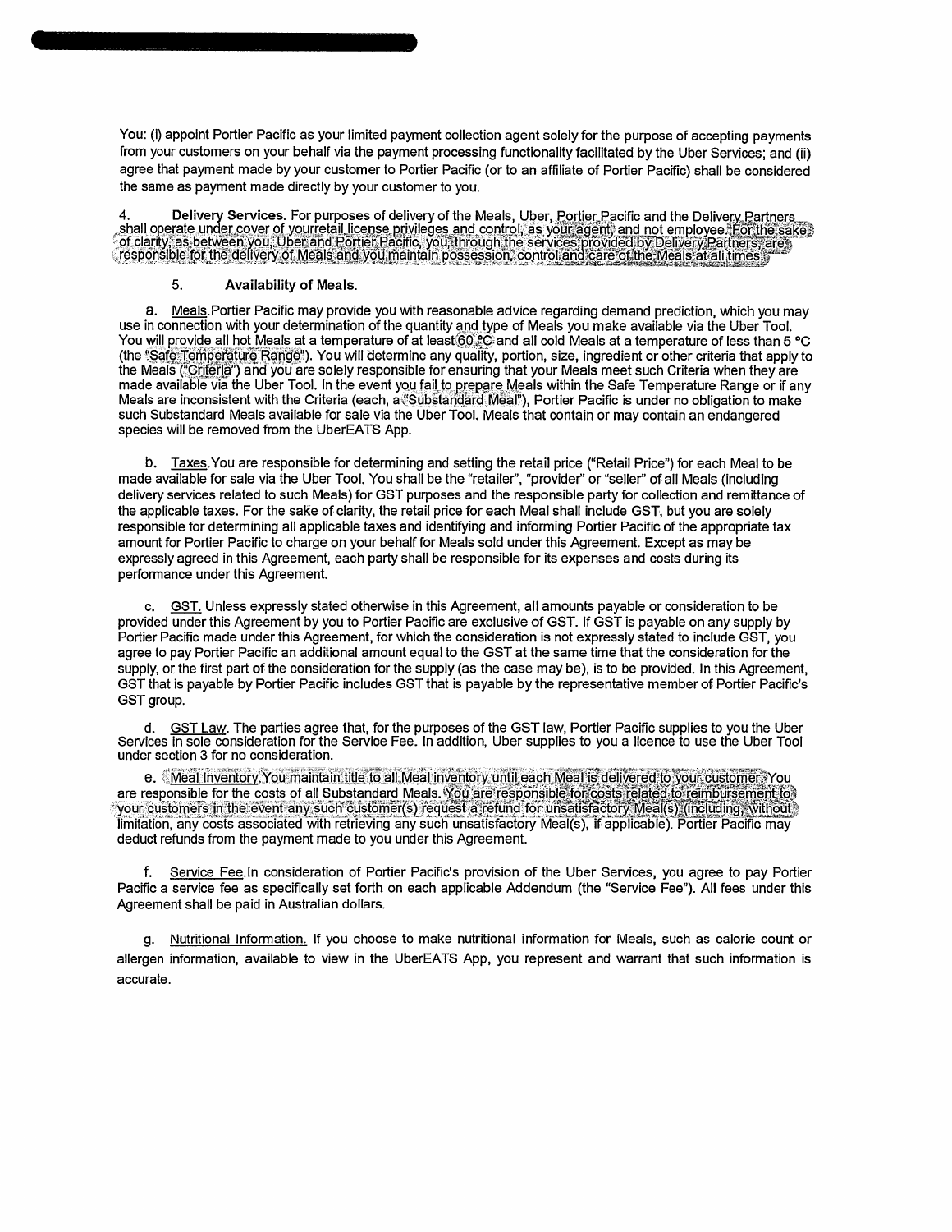You: (i) appoint Portier Pacific as your limited payment collection agent solely for the purpose of accepting payments from your customers on your behalf via the payment processing functionality facilitated by the Uber Services; and (ii) agree that payment made by your customer to Portier Pacific (or to an affiliate of Portier Pacific) shall be considered the same as payment made directly by your customer to you.

4. **Delivery Services**. For purposes of delivery of the Meals, Uber, Portier Pacific and the Delivery Partners shall operate under cover of yourretail license privileges and control, as your agent, and not employee. For the sake of clarity, as between you, Uber and Portier Pacific, you, through the services provided by Delivery Partners, are responsible for the delivery of Meals and you maintain possession, control and care of the Meals at all times.

5. **Availability of Meals**.

a. Meals.Portier Pacific may provide you with reasonable advice regarding demand prediction, which you may use in connection with your determination of the quantity and type of Meals you make available via the Uber Tool. You will provide all hot Meals at a temperature of at least 60 °C and all cold Meals at a temperature of less than 5 °C (the "Safe Temperature Range"). You will determine any quality, portion, size, ingredient or other criteria that apply to the Meals ("Criteria") and you are solely responsible for ensuring that your Meals meet such Criteria when they are made available via the Uber Tool. In the event you fail to prepare Meals within the Safe Temperature Range or if any Meals are inconsistent with the Criteria (each, a "Substandard Meal"), Portier Pacific is under no obligation to make such Substandard Meals available for sale via the Uber Tool. Meals that contain or may contain an endangered species will be removed from the UberEATS App.

b. Taxes.You are responsible for determining and setting the retail price ("Retail Price") for each Meal to be made available for sale via the Uber Tool. You shall be the "retailer", "provider" or "seller" of all Meals (including delivery services related to such Meals) for GST purposes and the responsible party for collection and remittance of the applicable taxes. For the sake of clarity, the retail price for each Meal shall include GST, but you are solely responsible for determining all applicable taxes and identifying and informing Portier Pacific of the appropriate tax amount for Portier Pacific to charge on your behalf for Meals sold under this Agreement. Except as may be expressly agreed in this Agreement, each party shall be responsible for its expenses and costs during its performance under this Agreement.

c. GST. Unless expressly stated otherwise in this Agreement, all amounts payable or consideration to be provided under this Agreement by you to Portier Pacific are exclusive of GST. If GST is payable on any supply by Portier Pacific made under this Agreement, for which the consideration is not expressly stated to include GST, you agree to pay Portier Pacific an additional amount equal to the GST at the same time that the consideration for the supply, or the first part of the consideration for the supply (as the case may be), is to be provided. In this Agreement, GST that is payable by Portier Pacific includes GST that is payable by the representative member of Portier Pacific's GST group.

d. GST Law. The parties agree that, for the purposes of the GST law, Portier Pacific supplies to you the Uber Services in sole consideration for the Service Fee. In addition, Uber supplies to you a licence to use the Uber Tool under section 3 for no consideration.

e. Meal Inventory.You maintain title to all Meal inventory until each Meal is delivered to your customer. You are responsible for the costs of all Substandard Meals. You are responsible for costs related to reimbursement to your customers in the event any such customer(s) request a refund for unsatisfactory Meal(s) (including, without limitation, any costs associated with retrieving any such unsatisfactory Meal(s), if applicable). Portier Pacific may deduct refunds from the payment made to you under this Agreement.

f. Service Fee.In consideration of Portier Pacific's provision of the Uber Services, you agree to pay Portier Pacific a service fee as specifically set forth on each applicable Addendum (the "Service Fee"). All fees under this Agreement shall be paid in Australian dollars.

g. Nutritional Information. If you choose to make nutritional information for Meals, such as calorie count or allergen information, available to view in the UberEATS App, you represent and warrant that such information is accurate.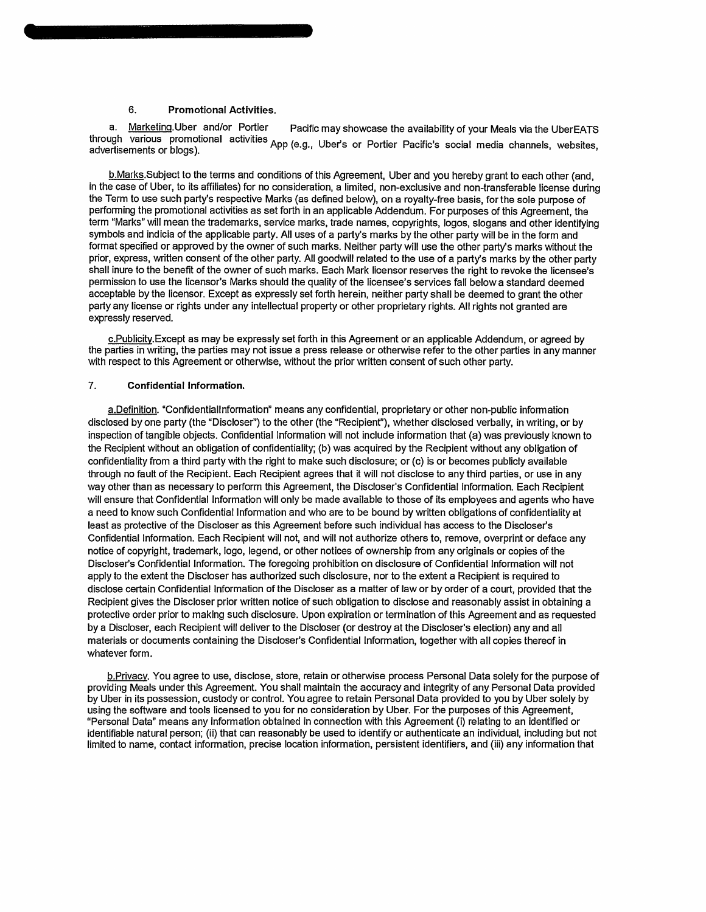6. **Promotional Activities.**

a. Marketing. Uber and/or Portier Pacific may showcase the availability of your Meals via the UberEATS App through various promotional activities (e.g., Uber's or Portier Pacific's social media channels, websites, advertisements or blogs).

b. Marks. Subject to the terms and conditions of this Agreement, Uber and you hereby grant to each other (and, in the case of Uber, to its affiliates) for no consideration, a limited, non-exclusive and non-transferable license during the Term to use such party's respective Marks (as defined below), on a royalty-free basis, for the sole purpose of performing the promotional activities as set forth in an applicable Addendum. For purposes of this Agreement, the term "Marks" will mean the trademarks, service marks, trade names, copyrights, logos, slogans and other identifying symbols and indicia of the applicable party. All uses of a party's marks by the other party will be in the form and format specified or approved by the owner of such marks. Neither party will use the other party's marks without the prior, express, written consent of the other party. All goodwill related to the use of a party's marks by the other party shall inure to the benefit of the owner of such marks. Each Mark licensor reserves the right to revoke the licensee's permission to use the licensor's Marks should the quality of the licensee's services fall below a standard deemed acceptable by the licensor. Except as expressly set forth herein, neither party shall be deemed to grant the other party any license or rights under any intellectual property or other proprietary rights. All rights not granted are expressly reserved.

c. Publicity. Except as may be expressly set forth in this Agreement or an applicable Addendum, or agreed by the parties in writing, the parties may not issue a press release or otherwise refer to the other parties in any manner with respect to this Agreement or otherwise, without the prior written consent of such other party.

7. **Confidential Information.**

a. Definition. "Confidential Information" means any confidential, proprietary or other non-public information disclosed by one party (the "Discloser") to the other (the "Recipient"), whether disclosed verbally, in writing, or by inspection of tangible objects. Confidential Information will not include information that (a) was previously known to the Recipient without an obligation of confidentiality; (b) was acquired by the Recipient without any obligation of confidentiality from a third party with the right to make such disclosure; or (c) is or becomes publicly available through no fault of the Recipient. Each Recipient agrees that it will not disclose to any third parties, or use in any way other than as necessary to perform this Agreement, the Discloser's Confidential Information. Each Recipient will ensure that Confidential Information will only be made available to those of its employees and agents who have a need to know such Confidential Information and who are to be bound by written obligations of confidentiality at least as protective of the Discloser as this Agreement before such individual has access to the Discloser's Confidential Information. Each Recipient will not, and will not authorize others to, remove, overprint or deface any notice of copyright, trademark, logo, legend, or other notices of ownership from any originals or copies of the Discloser's Confidential Information. The foregoing prohibition on disclosure of Confidential Information will not apply to the extent the Discloser has authorized such disclosure, nor to the extent a Recipient is required to disclose certain Confidential Information of the Discloser as a matter of law or by order of a court, provided that the Recipient gives the Discloser prior written notice of such obligation to disclose and reasonably assist in obtaining a protective order prior to making such disclosure. Upon expiration or termination of this Agreement and as requested by a Discloser, each Recipient will deliver to the Discloser (or destroy at the Discloser's election) any and all materials or documents containing the Discloser's Confidential Information, together with all copies thereof in whatever form.

b. Privacy. You agree to use, disclose, store, retain or otherwise process Personal Data solely for the purpose of providing Meals under this Agreement. You shall maintain the accuracy and integrity of any Personal Data provided by Uber in its possession, custody or control. You agree to retain Personal Data provided to you by Uber solely by using the software and tools licensed to you for no consideration by Uber. For the purposes of this Agreement, "Personal Data" means any information obtained in connection with this Agreement (i) relating to an identified or identifiable natural person; (ii) that can reasonably be used to identify or authenticate an individual, including but not limited to name, contact information, precise location information, persistent identifiers, and (iii) any information that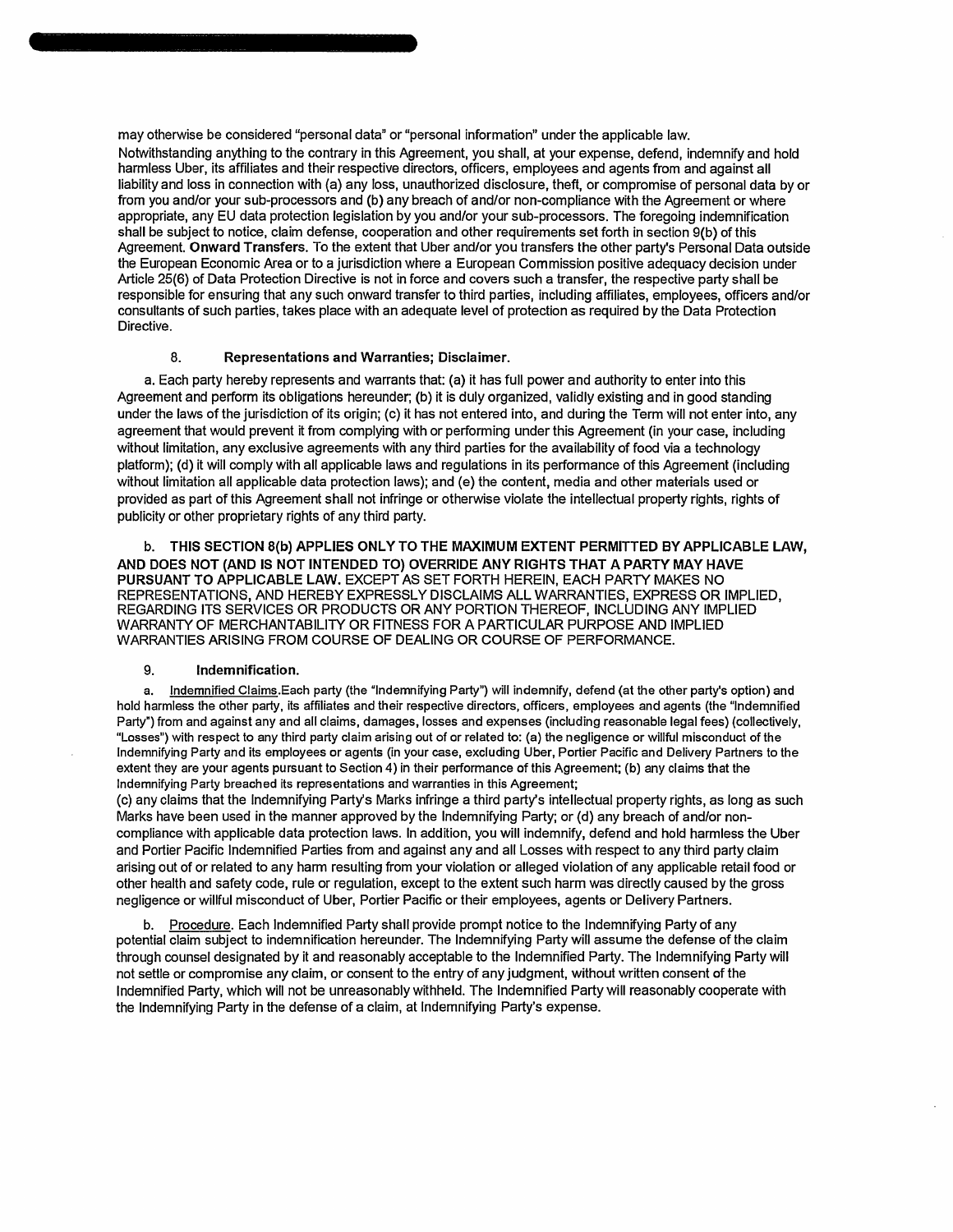may otherwise be considered "personal data" or "personal information" under the applicable law.

Notwithstanding anything to the contrary in this Agreement, you shall, at your expense, defend, indemnify and hold harmless Uber, its affiliates and their respective directors, officers, employees and agents from and against all liability and loss in connection with (a) any loss, unauthorized disclosure, theft, or compromise of personal data by or from you and/or your sub-processors and (b) any breach of and/or non-compliance with the Agreement or where appropriate, any EU data protection legislation by you and/or your sub-processors. The foregoing indemnification shall be subject to notice, claim defense, cooperation and other requirements set forth in section 9(b) of this Agreement. **Onward Transfers.** To the extent that Uber and/or you transfers the other party's Personal Data outside the European Economic Area or to a jurisdiction where a European Commission positive adequacy decision under Article 25(6) of Data Protection Directive is not in force and covers such a transfer, the respective party shall be responsible for ensuring that any such onward transfer to third parties, including affiliates, employees, officers and/or consultants of such parties, takes place with an adequate level of protection as required by the Data Protection Directive.

## 8. Representations and Warranties; Disclaimer.

a. Each party hereby represents and warrants that: (a) it has full power and authority to enter into this Agreement and perform its obligations hereunder; (b) it is duly organized, validly existing and in good standing under the laws of the jurisdiction of its origin; (c) it has not entered into, and during the Term will not enter into, any agreement that would prevent it from complying with or performing under this Agreement (in your case, including without limitation, any exclusive agreements with any third parties for the availability of food via a technology platform); (d) it will comply with all applicable laws and regulations in its performance of this Agreement (including without limitation all applicable data protection laws); and (e) the content, media and other materials used or provided as part of this Agreement shall not infringe or otherwise violate the intellectual property rights, rights of publicity or other proprietary rights of any third party.

b. **THIS SECTION 8(b) APPLIES ONLY TO THE MAXIMUM EXTENT PERMITTED BY APPLICABLE LAW, AND DOES NOT (AND IS NOT INTENDED TO) OVERRIDE ANY RIGHTS THAT A PARTY MAY HAVE PURSUANT TO APPLICABLE LAW.** EXCEPT AS SET FORTH HEREIN, EACH PARTY MAKES NO REPRESENTATIONS, AND HEREBY EXPRESSLY DISCLAIMS ALL WARRANTIES, EXPRESS OR IMPLIED, REGARDING ITS SERVICES OR PRODUCTS OR ANY PORTION THEREOF, INCLUDING ANY IMPLIED WARRANTY OF MERCHANTABILITY OR FITNESS FOR A PARTICULAR PURPOSE AND IMPLIED WARRANTIES ARISING FROM COURSE OF DEALING OR COURSE OF PERFORMANCE.

## 9. Indemnification.

a. Indemnified Claims. Each party (the "Indemnifying Party") will indemnify, defend (at the other party's option) and hold harmless the other party, its affiliates and their respective directors, officers, employees and agents (the "Indemnified Party") from and against any and all claims, damages, losses and expenses (including reasonable legal fees) (collectively, "Losses") with respect to any third party claim arising out of or related to: (a) the negligence or willful misconduct of the Indemnifying Party and its employees or agents (in your case, excluding Uber, Portier Pacific and Delivery Partners to the extent they are your agents pursuant to Section 4) in their performance of this Agreement; (b) any claims that the Indemnifying Party breached its representations and warranties in this Agreement;
(c) any claims that the Indemnifying Party's Marks infringe a third party's intellectual property rights, as long as such Marks have been used in the manner approved by the Indemnifying Party; or (d) any breach of and/or non-compliance with applicable data protection laws. In addition, you will indemnify, defend and hold harmless the Uber and Portier Pacific Indemnified Parties from and against any and all Losses with respect to any third party claim arising out of or related to any harm resulting from your violation or alleged violation of any applicable retail food or other health and safety code, rule or regulation, except to the extent such harm was directly caused by the gross negligence or willful misconduct of Uber, Portier Pacific or their employees, agents or Delivery Partners.

b. Procedure. Each Indemnified Party shall provide prompt notice to the Indemnifying Party of any potential claim subject to indemnification hereunder. The Indemnifying Party will assume the defense of the claim through counsel designated by it and reasonably acceptable to the Indemnified Party. The Indemnifying Party will not settle or compromise any claim, or consent to the entry of any judgment, without written consent of the Indemnified Party, which will not be unreasonably withheld. The Indemnified Party will reasonably cooperate with the Indemnifying Party in the defense of a claim, at Indemnifying Party's expense.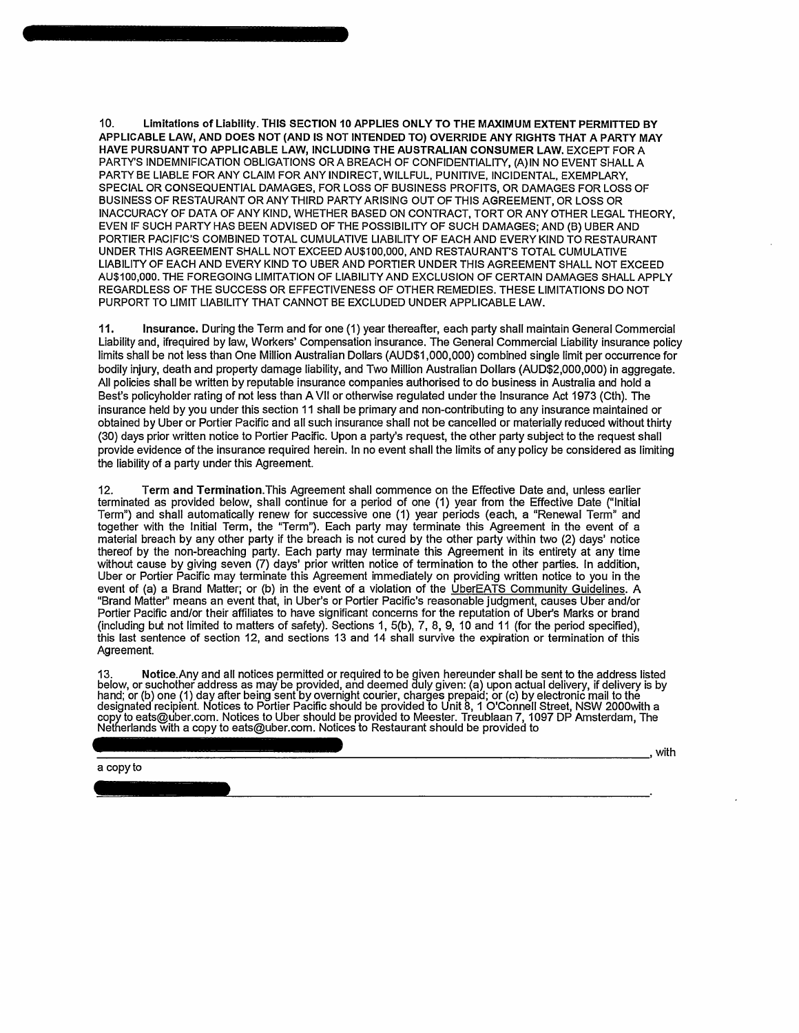10. **Limitations of Liability**. THIS SECTION 10 APPLIES ONLY TO THE MAXIMUM EXTENT PERMITTED BY APPLICABLE LAW, AND DOES NOT (AND IS NOT INTENDED TO) OVERRIDE ANY RIGHTS THAT A PARTY MAY HAVE PURSUANT TO APPLICABLE LAW, INCLUDING THE AUSTRALIAN CONSUMER LAW. EXCEPT FOR A PARTY'S INDEMNIFICATION OBLIGATIONS OR A BREACH OF CONFIDENTIALITY, (A) IN NO EVENT SHALL A PARTY BE LIABLE FOR ANY CLAIM FOR ANY INDIRECT, WILLFUL, PUNITIVE, INCIDENTAL, EXEMPLARY, SPECIAL OR CONSEQUENTIAL DAMAGES, FOR LOSS OF BUSINESS PROFITS, OR DAMAGES FOR LOSS OF BUSINESS OF RESTAURANT OR ANY THIRD PARTY ARISING OUT OF THIS AGREEMENT, OR LOSS OR INACCURACY OF DATA OF ANY KIND, WHETHER BASED ON CONTRACT, TORT OR ANY OTHER LEGAL THEORY, EVEN IF SUCH PARTY HAS BEEN ADVISED OF THE POSSIBILITY OF SUCH DAMAGES; AND (B) UBER AND PORTIER PACIFIC'S COMBINED TOTAL CUMULATIVE LIABILITY OF EACH AND EVERY KIND TO RESTAURANT UNDER THIS AGREEMENT SHALL NOT EXCEED AU$100,000, AND RESTAURANT'S TOTAL CUMULATIVE LIABILITY OF EACH AND EVERY KIND TO UBER AND PORTIER UNDER THIS AGREEMENT SHALL NOT EXCEED AU$100,000. THE FOREGOING LIMITATION OF LIABILITY AND EXCLUSION OF CERTAIN DAMAGES SHALL APPLY REGARDLESS OF THE SUCCESS OR EFFECTIVENESS OF OTHER REMEDIES. THESE LIMITATIONS DO NOT PURPORT TO LIMIT LIABILITY THAT CANNOT BE EXCLUDED UNDER APPLICABLE LAW.

11. **Insurance.** During the Term and for one (1) year thereafter, each party shall maintain General Commercial Liability and, ifrequired by law, Workers' Compensation insurance. The General Commercial Liability insurance policy limits shall be not less than One Million Australian Dollars (AUD$1,000,000) combined single limit per occurrence for bodily injury, death and property damage liability, and Two Million Australian Dollars (AUD$2,000,000) in aggregate. All policies shall be written by reputable insurance companies authorised to do business in Australia and hold a Best's policyholder rating of not less than A VII or otherwise regulated under the Insurance Act 1973 (Cth). The insurance held by you under this section 11 shall be primary and non-contributing to any insurance maintained or obtained by Uber or Portier Pacific and all such insurance shall not be cancelled or materially reduced without thirty (30) days prior written notice to Portier Pacific. Upon a party's request, the other party subject to the request shall provide evidence of the insurance required herein. In no event shall the limits of any policy be considered as limiting the liability of a party under this Agreement.

12. **Term and Termination.** This Agreement shall commence on the Effective Date and, unless earlier terminated as provided below, shall continue for a period of one (1) year from the Effective Date ("Initial Term") and shall automatically renew for successive one (1) year periods (each, a "Renewal Term" and together with the Initial Term, the "Term"). Each party may terminate this Agreement in the event of a material breach by any other party if the breach is not cured by the other party within two (2) days' notice thereof by the non-breaching party. Each party may terminate this Agreement in its entirety at any time without cause by giving seven (7) days' prior written notice of termination to the other parties. In addition, Uber or Portier Pacific may terminate this Agreement immediately on providing written notice to you in the event of (a) a Brand Matter; or (b) in the event of a violation of the UberEATS Community Guidelines. A "Brand Matter" means an event that, in Uber's or Portier Pacific's reasonable judgment, causes Uber and/or Portier Pacific and/or their affiliates to have significant concerns for the reputation of Uber's Marks or brand (including but not limited to matters of safety). Sections 1, 5(b), 7, 8, 9, 10 and 11 (for the period specified), this last sentence of section 12, and sections 13 and 14 shall survive the expiration or termination of this Agreement.

13. **Notice.** Any and all notices permitted or required to be given hereunder shall be sent to the address listed below, or suchother address as may be provided, and deemed duly given: (a) upon actual delivery, if delivery is by hand; or (b) one (1) day after being sent by overnight courier, charges prepaid; or (c) by electronic mail to the designated recipient. Notices to Portier Pacific should be provided to Unit 8, 1 O'Connell Street, NSW 2000with a copy to eats@uber.com. Notices to Uber should be provided to Meester. Treublaan 7, 1097 DP Amsterdam, The Netherlands with a copy to eats@uber.com. Notices to Restaurant should be provided to

______________________________________________________________________________, with a copy to

______________________________________________________________________________.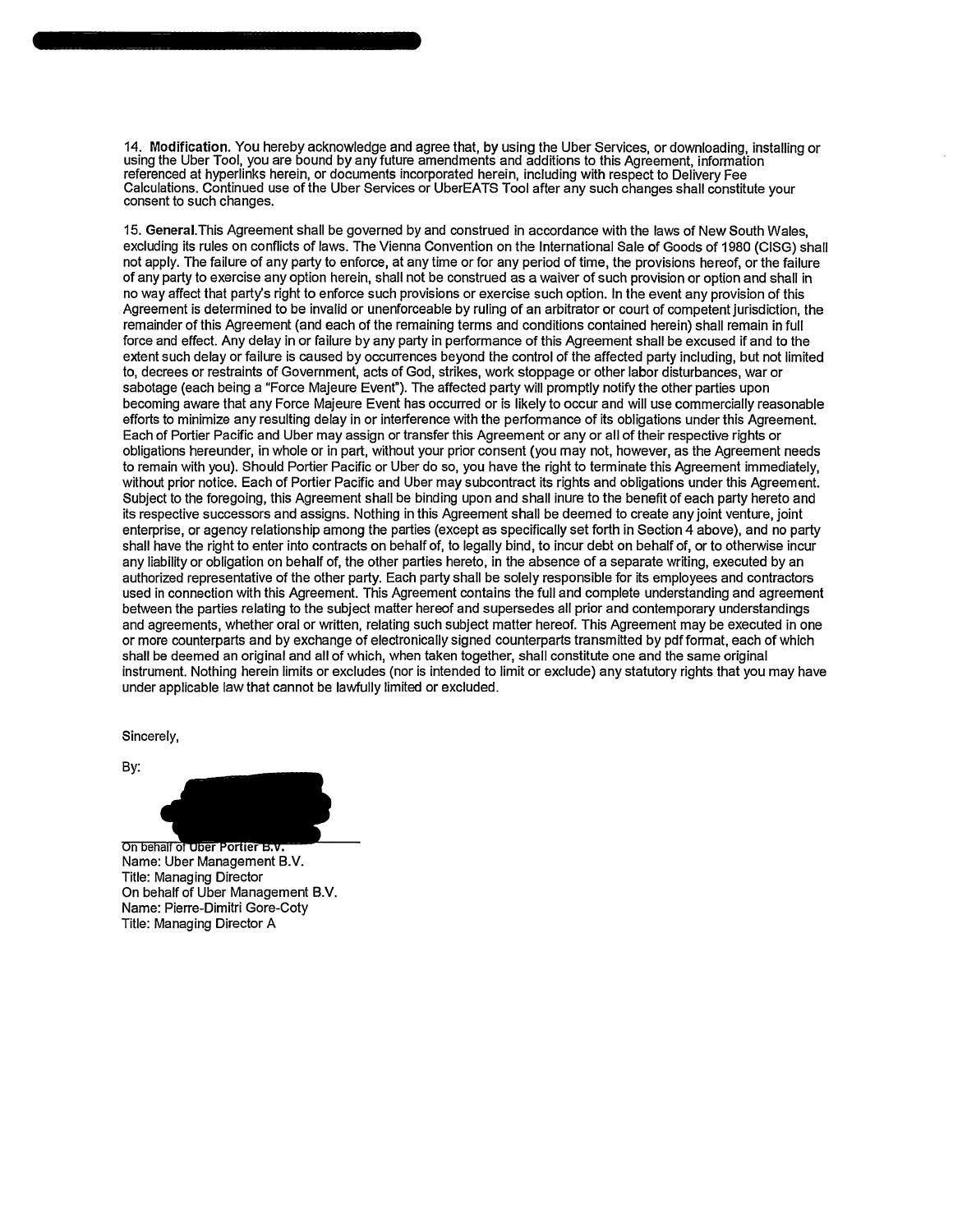14. **Modification**. You hereby acknowledge and agree that, by using the Uber Services, or downloading, installing or using the Uber Tool, you are bound by any future amendments and additions to this Agreement, information referenced at hyperlinks herein, or documents incorporated herein, including with respect to Delivery Fee Calculations. Continued use of the Uber Services or UberEATS Tool after any such changes shall constitute your consent to such changes.

15. **General**.This Agreement shall be governed by and construed in accordance with the laws of New South Wales, excluding its rules on conflicts of laws. The Vienna Convention on the International Sale of Goods of 1980 (CISG) shall not apply. The failure of any party to enforce, at any time or for any period of time, the provisions hereof, or the failure of any party to exercise any option herein, shall not be construed as a waiver of such provision or option and shall in no way affect that party's right to enforce such provisions or exercise such option. In the event any provision of this Agreement is determined to be invalid or unenforceable by ruling of an arbitrator or court of competent jurisdiction, the remainder of this Agreement (and each of the remaining terms and conditions contained herein) shall remain in full force and effect. Any delay in or failure by any party in performance of this Agreement shall be excused if and to the extent such delay or failure is caused by occurrences beyond the control of the affected party including, but not limited to, decrees or restraints of Government, acts of God, strikes, work stoppage or other labor disturbances, war or sabotage (each being a "Force Majeure Event"). The affected party will promptly notify the other parties upon becoming aware that any Force Majeure Event has occurred or is likely to occur and will use commercially reasonable efforts to minimize any resulting delay in or interference with the performance of its obligations under this Agreement. Each of Portier Pacific and Uber may assign or transfer this Agreement or any or all of their respective rights or obligations hereunder, in whole or in part, without your prior consent (you may not, however, as the Agreement needs to remain with you). Should Portier Pacific or Uber do so, you have the right to terminate this Agreement immediately, without prior notice. Each of Portier Pacific and Uber may subcontract its rights and obligations under this Agreement. Subject to the foregoing, this Agreement shall be binding upon and shall inure to the benefit of each party hereto and its respective successors and assigns. Nothing in this Agreement shall be deemed to create any joint venture, joint enterprise, or agency relationship among the parties (except as specifically set forth in Section 4 above), and no party shall have the right to enter into contracts on behalf of, to legally bind, to incur debt on behalf of, or to otherwise incur any liability or obligation on behalf of, the other parties hereto, in the absence of a separate writing, executed by an authorized representative of the other party. Each party shall be solely responsible for its employees and contractors used in connection with this Agreement. This Agreement contains the full and complete understanding and agreement between the parties relating to the subject matter hereof and supersedes all prior and contemporary understandings and agreements, whether oral or written, relating such subject matter hereof. This Agreement may be executed in one or more counterparts and by exchange of electronically signed counterparts transmitted by pdf format, each of which shall be deemed an original and all of which, when taken together, shall constitute one and the same original instrument. Nothing herein limits or excludes (nor is intended to limit or exclude) any statutory rights that you may have under applicable law that cannot be lawfully limited or excluded.

Sincerely,

By:

On behalf of Uber Portier B.V.
Name: Uber Management B.V.
Title: Managing Director
On behalf of Uber Management B.V.
Name: Pierre-Dimitri Gore-Coty
Title: Managing Director A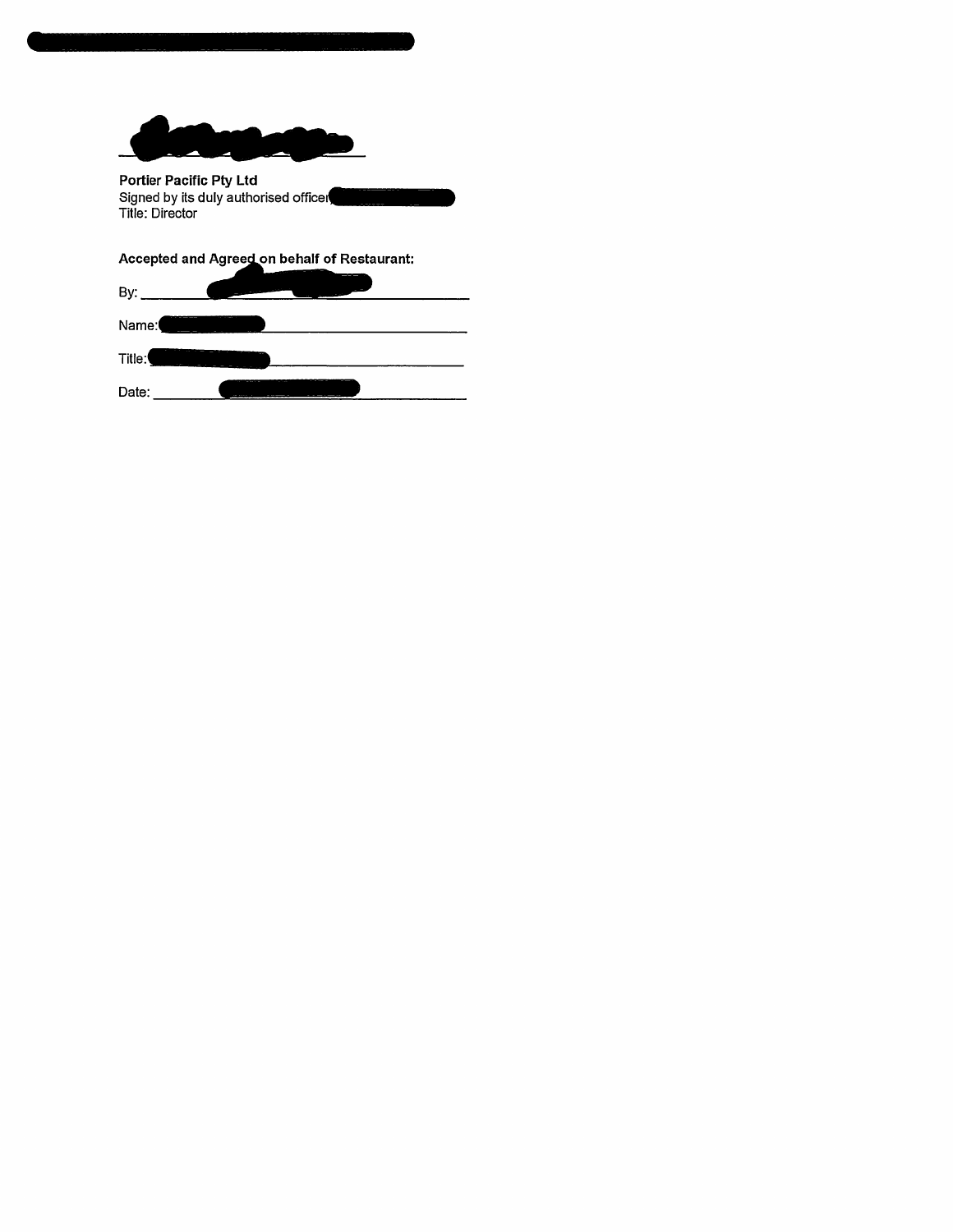**Portier Pacific Pty Ltd**
Signed by its duly authorised officer
Title: Director

**Accepted and Agreed on behalf of Restaurant:**

By: ______________________

Name: ______________________

Title: ______________________

Date: ______________________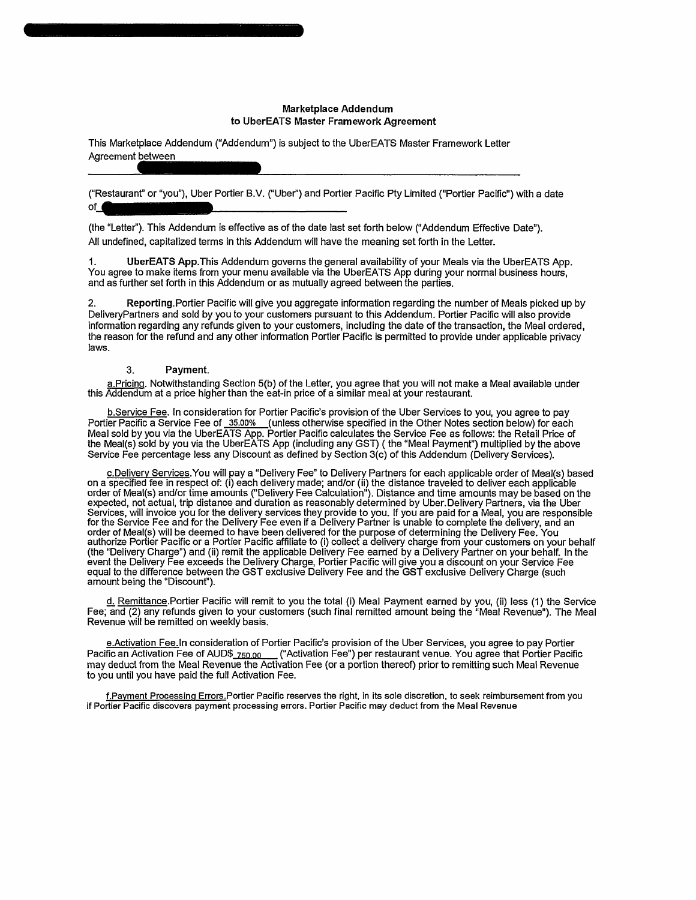### Marketplace Addendum
### to UberEATS Master Framework Agreement

This Marketplace Addendum ("Addendum") is subject to the UberEATS Master Framework Letter Agreement between ______________________________________________

("Restaurant" or "you"), Uber Portier B.V. ("Uber") and Portier Pacific Pty Limited ("Portier Pacific") with a date of______________________________

(the "Letter"). This Addendum is effective as of the date last set forth below ("Addendum Effective Date"). All undefined, capitalized terms in this Addendum will have the meaning set forth in the Letter.

1. **UberEATS App.** This Addendum governs the general availability of your Meals via the UberEATS App. You agree to make items from your menu available via the UberEATS App during your normal business hours, and as further set forth in this Addendum or as mutually agreed between the parties.

2. **Reporting.** Portier Pacific will give you aggregate information regarding the number of Meals picked up by DeliveryPartners and sold by you to your customers pursuant to this Addendum. Portier Pacific will also provide information regarding any refunds given to your customers, including the date of the transaction, the Meal ordered, the reason for the refund and any other information Portier Pacific is permitted to provide under applicable privacy laws.

3. **Payment.**

a. Pricing. Notwithstanding Section 5(b) of the Letter, you agree that you will not make a Meal available under this Addendum at a price higher than the eat-in price of a similar meal at your restaurant.

b. Service Fee. In consideration for Portier Pacific's provision of the Uber Services to you, you agree to pay Portier Pacific a Service Fee of 35.00% (unless otherwise specified in the Other Notes section below) for each Meal sold by you via the UberEATS App. Portier Pacific calculates the Service Fee as follows: the Retail Price of the Meal(s) sold by you via the UberEATS App (including any GST) ( the "Meal Payment") multiplied by the above Service Fee percentage less any Discount as defined by Section 3(c) of this Addendum (Delivery Services).

c. Delivery Services. You will pay a "Delivery Fee" to Delivery Partners for each applicable order of Meal(s) based on a specified fee in respect of: (i) each delivery made; and/or (ii) the distance traveled to deliver each applicable order of Meal(s) and/or time amounts ("Delivery Fee Calculation"). Distance and time amounts may be based on the expected, not actual, trip distance and duration as reasonably determined by Uber. Delivery Partners, via the Uber Services, will invoice you for the delivery services they provide to you. If you are paid for a Meal, you are responsible for the Service Fee and for the Delivery Fee even if a Delivery Partner is unable to complete the delivery, and an order of Meal(s) will be deemed to have been delivered for the purpose of determining the Delivery Fee. You authorize Portier Pacific or a Portier Pacific affiliate to (i) collect a delivery charge from your customers on your behalf (the "Delivery Charge") and (ii) remit the applicable Delivery Fee earned by a Delivery Partner on your behalf. In the event the Delivery Fee exceeds the Delivery Charge, Portier Pacific will give you a discount on your Service Fee equal to the difference between the GST exclusive Delivery Fee and the GST exclusive Delivery Charge (such amount being the "Discount").

d. Remittance. Portier Pacific will remit to you the total (i) Meal Payment earned by you, (ii) less (1) the Service Fee; and (2) any refunds given to your customers (such final remitted amount being the "Meal Revenue"). The Meal Revenue will be remitted on weekly basis.

e. Activation Fee. In consideration of Portier Pacific's provision of the Uber Services, you agree to pay Portier Pacific an Activation Fee of AUD$ 750.00 ("Activation Fee") per restaurant venue. You agree that Portier Pacific may deduct from the Meal Revenue the Activation Fee (or a portion thereof) prior to remitting such Meal Revenue to you until you have paid the full Activation Fee.

f. Payment Processing Errors. Portier Pacific reserves the right, in its sole discretion, to seek reimbursement from you if Portier Pacific discovers payment processing errors. Portier Pacific may deduct from the Meal Revenue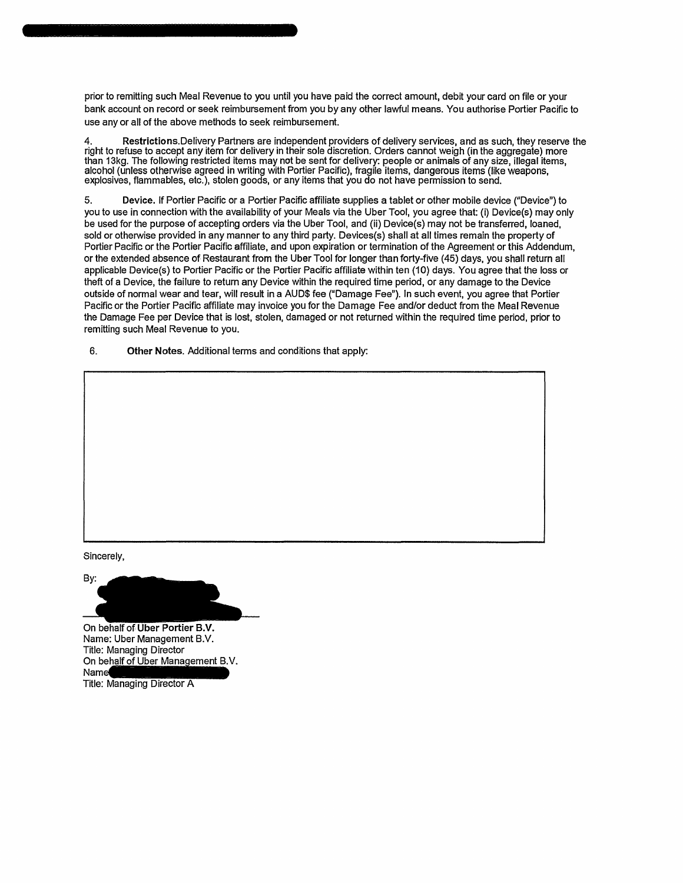prior to remitting such Meal Revenue to you until you have paid the correct amount, debit your card on file or your bank account on record or seek reimbursement from you by any other lawful means. You authorise Portier Pacific to use any or all of the above methods to seek reimbursement.

4. **Restrictions.**Delivery Partners are independent providers of delivery services, and as such, they reserve the right to refuse to accept any item for delivery in their sole discretion. Orders cannot weigh (in the aggregate) more than 13kg. The following restricted items may not be sent for delivery: people or animals of any size, illegal items, alcohol (unless otherwise agreed in writing with Portier Pacific), fragile items, dangerous items (like weapons, explosives, flammables, etc.), stolen goods, or any items that you do not have permission to send.

5. **Device.** If Portier Pacific or a Portier Pacific affiliate supplies a tablet or other mobile device ("Device") to you to use in connection with the availability of your Meals via the Uber Tool, you agree that: (i) Device(s) may only be used for the purpose of accepting orders via the Uber Tool, and (ii) Device(s) may not be transferred, loaned, sold or otherwise provided in any manner to any third party. Devices(s) shall at all times remain the property of Portier Pacific or the Portier Pacific affiliate, and upon expiration or termination of the Agreement or this Addendum, or the extended absence of Restaurant from the Uber Tool for longer than forty-five (45) days, you shall return all applicable Device(s) to Portier Pacific or the Portier Pacific affiliate within ten (10) days. You agree that the loss or theft of a Device, the failure to return any Device within the required time period, or any damage to the Device outside of normal wear and tear, will result in a AUD$ fee ("Damage Fee"). In such event, you agree that Portier Pacific or the Portier Pacific affiliate may invoice you for the Damage Fee and/or deduct from the Meal Revenue the Damage Fee per Device that is lost, stolen, damaged or not returned within the required time period, prior to remitting such Meal Revenue to you.

6. **Other Notes.** Additional terms and conditions that apply:

Sincerely,

By:

On behalf of **Uber Portier B.V.**
Name: Uber Management B.V.
Title: Managing Director
On behalf of Uber Management B.V.
Name
Title: Managing Director A